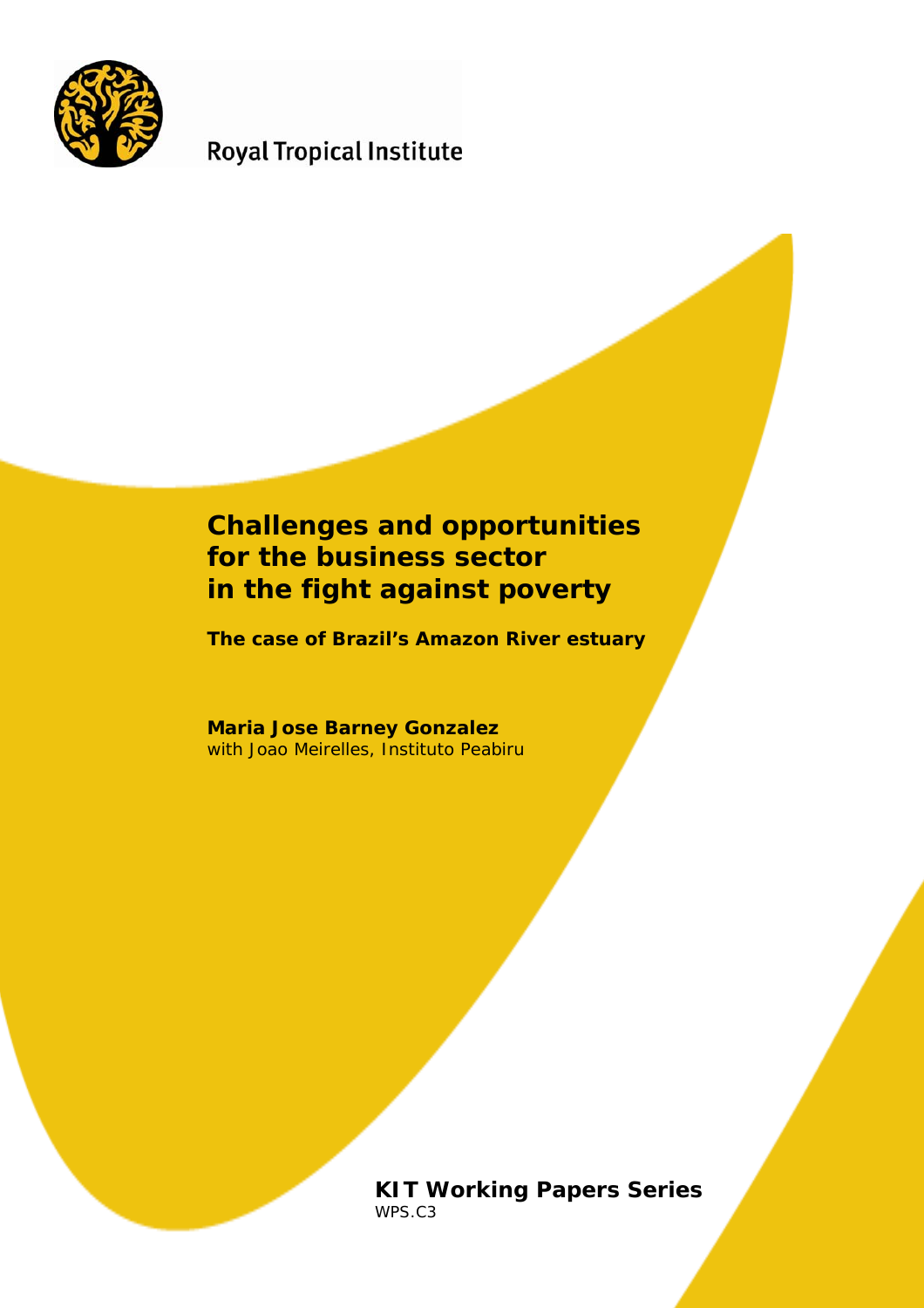Royal Tropical Institute

# Challenges and opportunities for the business sector in the fight against poverty

**The case of Brazil's Amazon River estuary**

**Maria Jose Barney Gonzalez**
with Joao Meirelles, Instituto Peabiru

**KIT Working Papers Series**
WPS.C3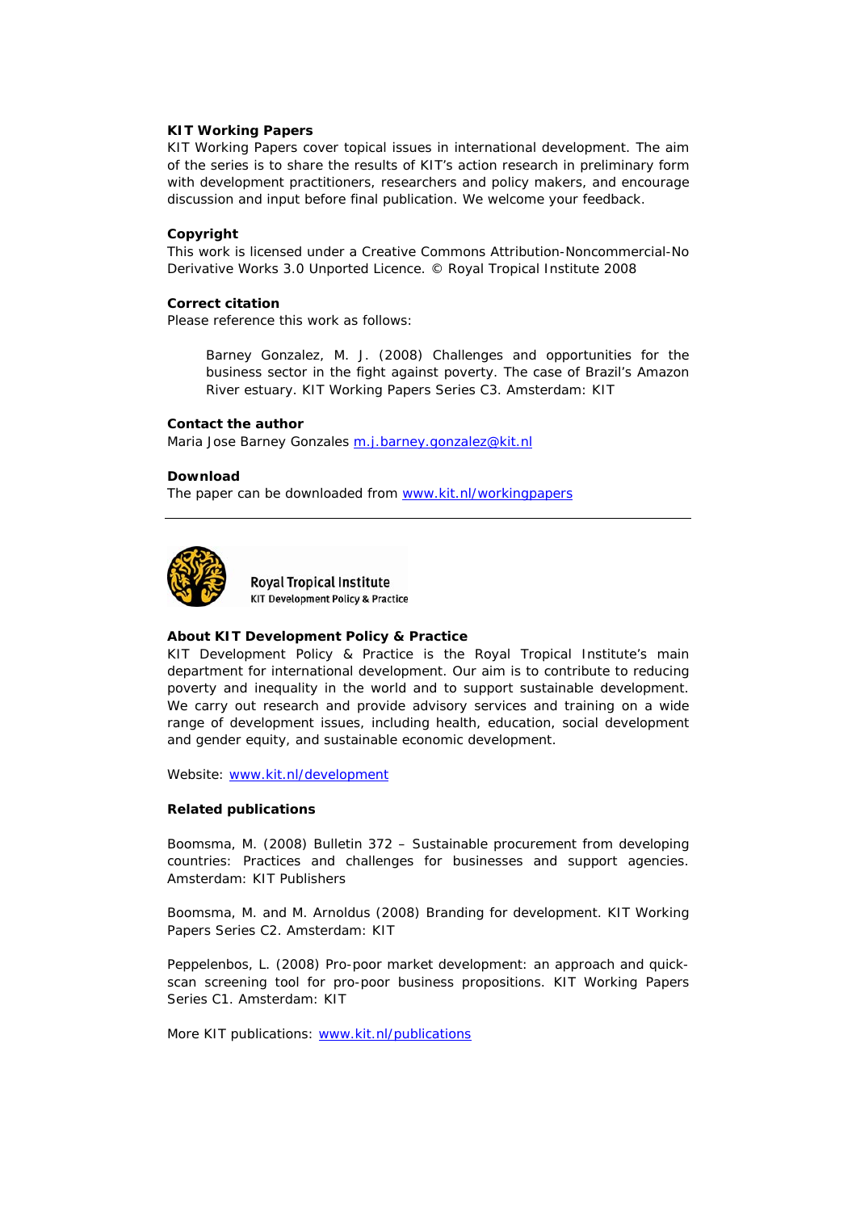**KIT Working Papers**

KIT Working Papers cover topical issues in international development. The aim of the series is to share the results of KIT's action research in preliminary form with development practitioners, researchers and policy makers, and encourage discussion and input before final publication. We welcome your feedback.

**Copyright**

This work is licensed under a Creative Commons Attribution-Noncommercial-No Derivative Works 3.0 Unported Licence. © Royal Tropical Institute 2008

**Correct citation**

Please reference this work as follows:

> Barney Gonzalez, M. J. (2008) Challenges and opportunities for the business sector in the fight against poverty. The case of Brazil's Amazon River estuary. KIT Working Papers Series C3. Amsterdam: KIT

**Contact the author**

Maria Jose Barney Gonzales [m.j.barney.gonzalez@kit.nl](mailto:m.j.barney.gonzalez@kit.nl)

**Download**

The paper can be downloaded from [www.kit.nl/workingpapers](http://www.kit.nl/workingpapers)

---

Royal Tropical Institute
KIT Development Policy & Practice

**About KIT Development Policy & Practice**

KIT Development Policy & Practice is the Royal Tropical Institute's main department for international development. Our aim is to contribute to reducing poverty and inequality in the world and to support sustainable development. We carry out research and provide advisory services and training on a wide range of development issues, including health, education, social development and gender equity, and sustainable economic development.

Website: [www.kit.nl/development](http://www.kit.nl/development)

**Related publications**

Boomsma, M. (2008) Bulletin 372 – Sustainable procurement from developing countries: Practices and challenges for businesses and support agencies. Amsterdam: KIT Publishers

Boomsma, M. and M. Arnoldus (2008) Branding for development. KIT Working Papers Series C2. Amsterdam: KIT

Peppelenbos, L. (2008) Pro-poor market development: an approach and quick-scan screening tool for pro-poor business propositions. KIT Working Papers Series C1. Amsterdam: KIT

More KIT publications: [www.kit.nl/publications](http://www.kit.nl/publications)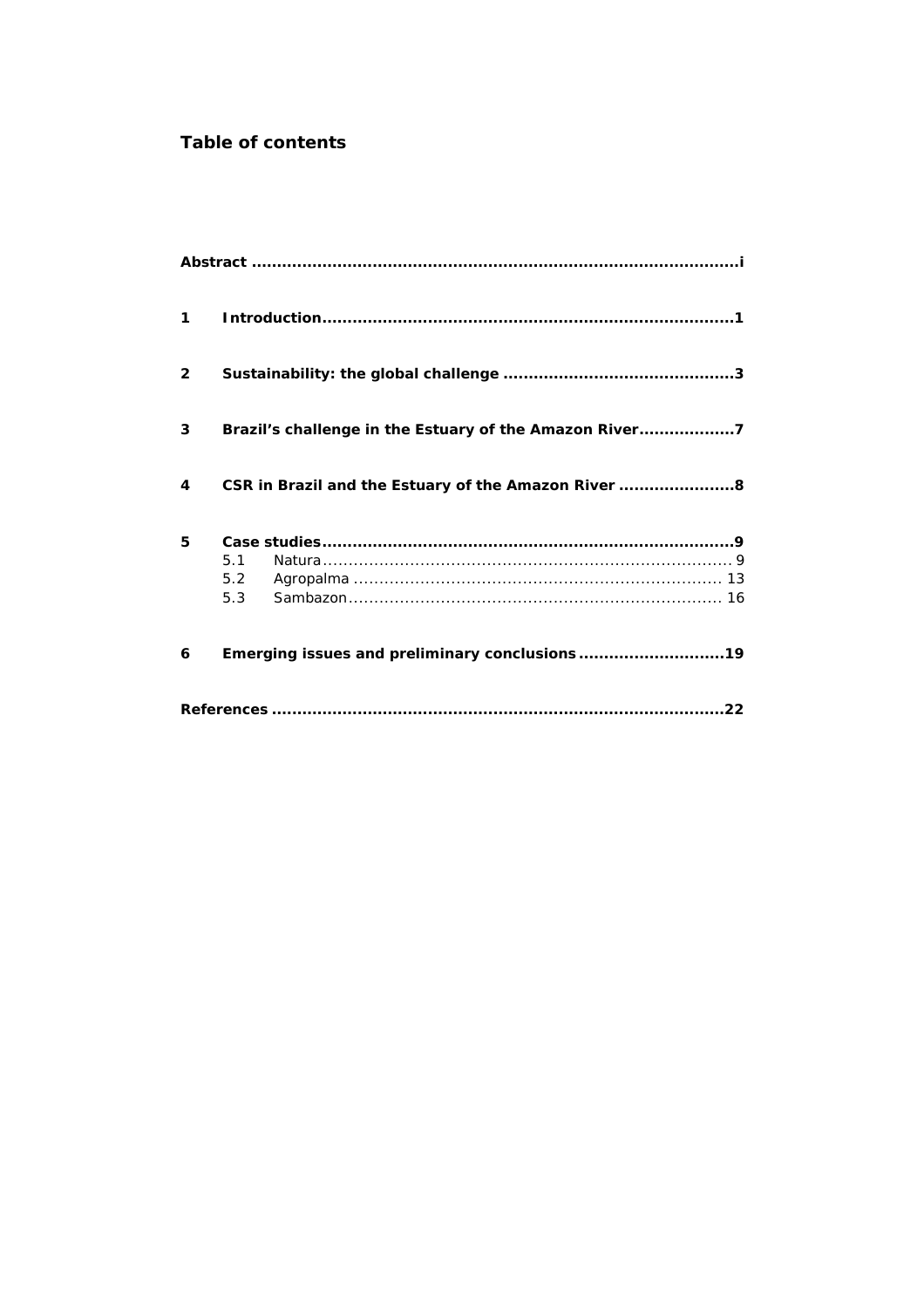# Table of contents

**Abstract** .................................................................................................i

**1 Introduction**.................................................................................1

**2 Sustainability: the global challenge** .............................................3

**3 Brazil's challenge in the Estuary of the Amazon River**..................7

**4 CSR in Brazil and the Estuary of the Amazon River** .......................8

**5 Case studies**.................................................................................9

- 5.1 Natura................................................................................ 9
- 5.2 Agropalma ....................................................................... 13
- 5.3 Sambazon........................................................................ 16

**6 Emerging issues and preliminary conclusions**............................19

**References** .........................................................................................22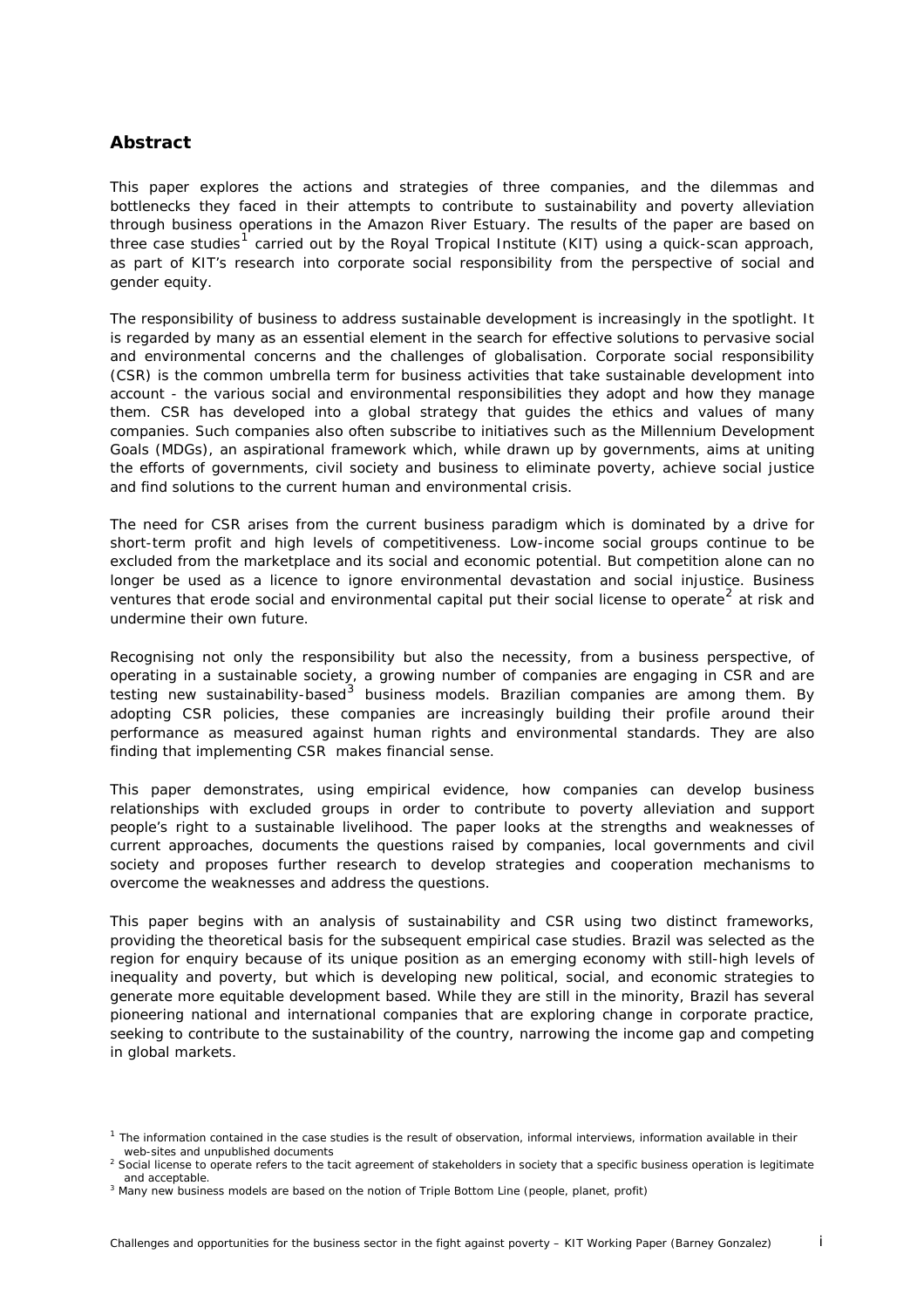## Abstract

This paper explores the actions and strategies of three companies, and the dilemmas and bottlenecks they faced in their attempts to contribute to sustainability and poverty alleviation through business operations in the Amazon River Estuary. The results of the paper are based on three case studies[1] carried out by the Royal Tropical Institute (KIT) using a quick-scan approach, as part of KIT's research into corporate social responsibility from the perspective of social and gender equity.

The responsibility of business to address sustainable development is increasingly in the spotlight. It is regarded by many as an essential element in the search for effective solutions to pervasive social and environmental concerns and the challenges of globalisation. Corporate social responsibility (CSR) is the common umbrella term for business activities that take sustainable development into account - the various social and environmental responsibilities they adopt and how they manage them. CSR has developed into a global strategy that guides the ethics and values of many companies. Such companies also often subscribe to initiatives such as the Millennium Development Goals (MDGs), an aspirational framework which, while drawn up by governments, aims at uniting the efforts of governments, civil society and business to eliminate poverty, achieve social justice and find solutions to the current human and environmental crisis.

The need for CSR arises from the current business paradigm which is dominated by a drive for short-term profit and high levels of competitiveness. Low-income social groups continue to be excluded from the marketplace and its social and economic potential. But competition alone can no longer be used as a licence to ignore environmental devastation and social injustice. Business ventures that erode social and environmental capital put their social license to operate[2] at risk and undermine their own future.

Recognising not only the responsibility but also the necessity, from a business perspective, of operating in a sustainable society, a growing number of companies are engaging in CSR and are testing new sustainability-based[3] business models. Brazilian companies are among them. By adopting CSR policies, these companies are increasingly building their profile around their performance as measured against human rights and environmental standards. They are also finding that implementing CSR makes financial sense.

This paper demonstrates, using empirical evidence, how companies can develop business relationships with excluded groups in order to contribute to poverty alleviation and support people's right to a sustainable livelihood. The paper looks at the strengths and weaknesses of current approaches, documents the questions raised by companies, local governments and civil society and proposes further research to develop strategies and cooperation mechanisms to overcome the weaknesses and address the questions.

This paper begins with an analysis of sustainability and CSR using two distinct frameworks, providing the theoretical basis for the subsequent empirical case studies. Brazil was selected as the region for enquiry because of its unique position as an emerging economy with still-high levels of inequality and poverty, but which is developing new political, social, and economic strategies to generate more equitable development based. While they are still in the minority, Brazil has several pioneering national and international companies that are exploring change in corporate practice, seeking to contribute to the sustainability of the country, narrowing the income gap and competing in global markets.

---

[1] The information contained in the case studies is the result of observation, informal interviews, information available in their web-sites and unpublished documents

[2] Social license to operate refers to the tacit agreement of stakeholders in society that a specific business operation is legitimate and acceptable.

[3] Many new business models are based on the notion of Triple Bottom Line (people, planet, profit)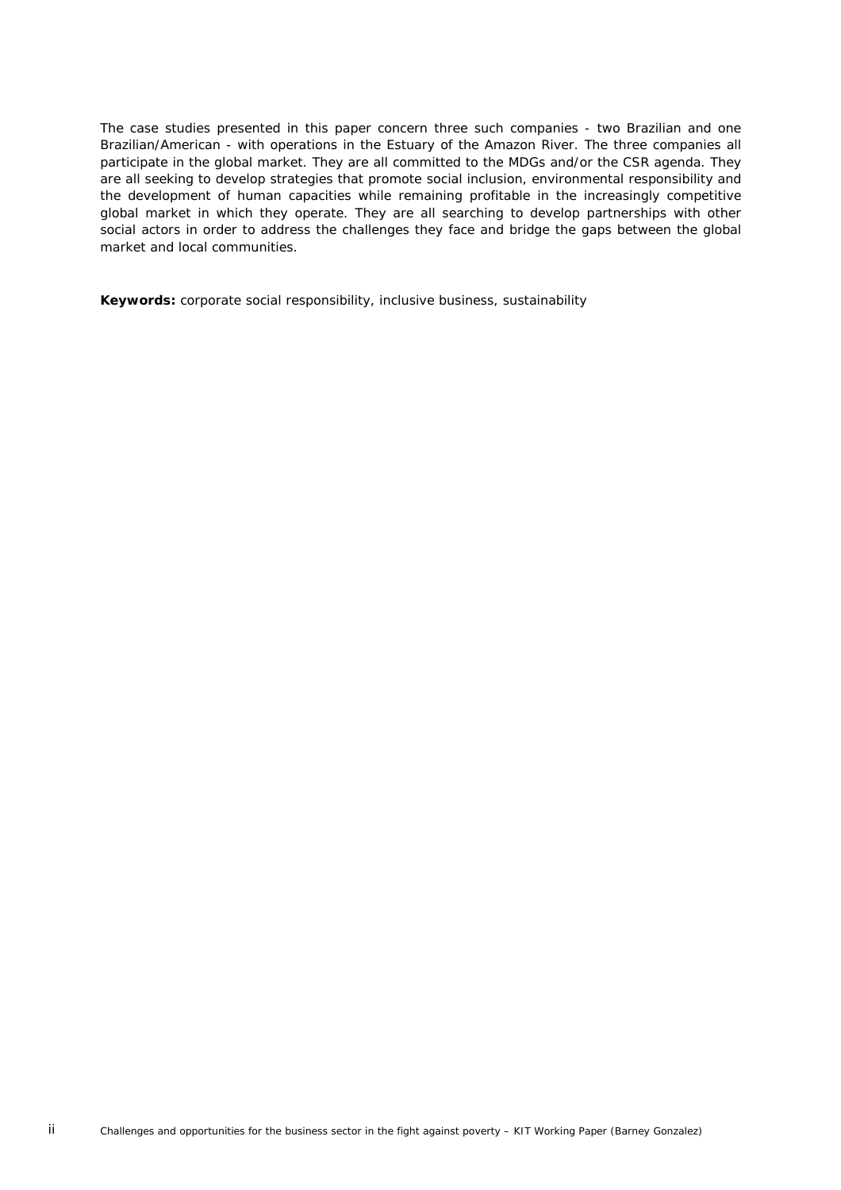The case studies presented in this paper concern three such companies - two Brazilian and one Brazilian/American - with operations in the Estuary of the Amazon River. The three companies all participate in the global market. They are all committed to the MDGs and/or the CSR agenda. They are all seeking to develop strategies that promote social inclusion, environmental responsibility and the development of human capacities while remaining profitable in the increasingly competitive global market in which they operate. They are all searching to develop partnerships with other social actors in order to address the challenges they face and bridge the gaps between the global market and local communities.

**Keywords:** corporate social responsibility, inclusive business, sustainability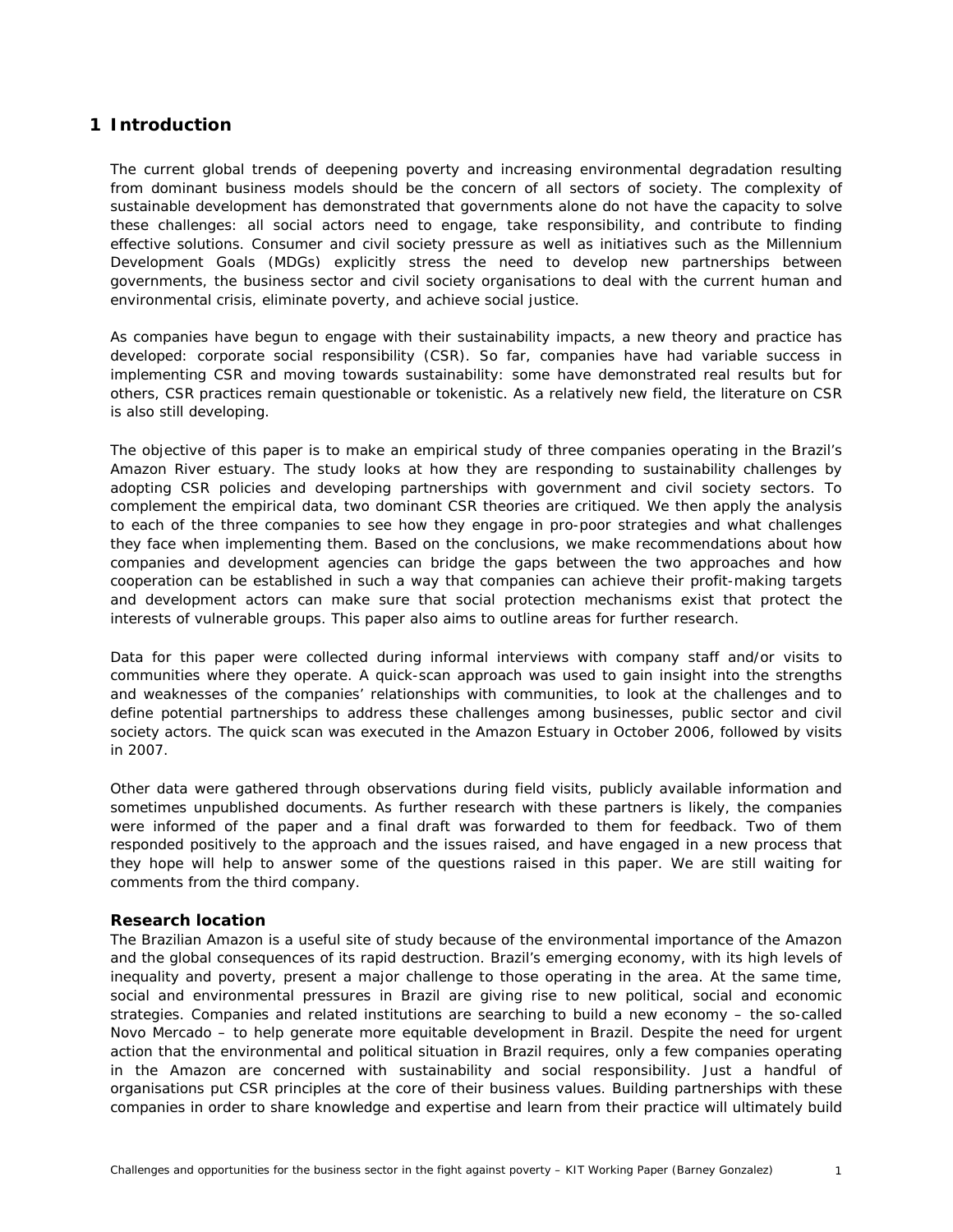# 1 Introduction

The current global trends of deepening poverty and increasing environmental degradation resulting from dominant business models should be the concern of all sectors of society. The complexity of sustainable development has demonstrated that governments alone do not have the capacity to solve these challenges: all social actors need to engage, take responsibility, and contribute to finding effective solutions. Consumer and civil society pressure as well as initiatives such as the Millennium Development Goals (MDGs) explicitly stress the need to develop new partnerships between governments, the business sector and civil society organisations to deal with the current human and environmental crisis, eliminate poverty, and achieve social justice.

As companies have begun to engage with their sustainability impacts, a new theory and practice has developed: corporate social responsibility (CSR). So far, companies have had variable success in implementing CSR and moving towards sustainability: some have demonstrated real results but for others, CSR practices remain questionable or tokenistic. As a relatively new field, the literature on CSR is also still developing.

The objective of this paper is to make an empirical study of three companies operating in the Brazil's Amazon River estuary. The study looks at how they are responding to sustainability challenges by adopting CSR policies and developing partnerships with government and civil society sectors. To complement the empirical data, two dominant CSR theories are critiqued. We then apply the analysis to each of the three companies to see how they engage in pro-poor strategies and what challenges they face when implementing them. Based on the conclusions, we make recommendations about how companies and development agencies can bridge the gaps between the two approaches and how cooperation can be established in such a way that companies can achieve their profit-making targets and development actors can make sure that social protection mechanisms exist that protect the interests of vulnerable groups. This paper also aims to outline areas for further research.

Data for this paper were collected during informal interviews with company staff and/or visits to communities where they operate. A quick-scan approach was used to gain insight into the strengths and weaknesses of the companies' relationships with communities, to look at the challenges and to define potential partnerships to address these challenges among businesses, public sector and civil society actors. The quick scan was executed in the Amazon Estuary in October 2006, followed by visits in 2007.

Other data were gathered through observations during field visits, publicly available information and sometimes unpublished documents. As further research with these partners is likely, the companies were informed of the paper and a final draft was forwarded to them for feedback. Two of them responded positively to the approach and the issues raised, and have engaged in a new process that they hope will help to answer some of the questions raised in this paper. We are still waiting for comments from the third company.

### Research location

The Brazilian Amazon is a useful site of study because of the environmental importance of the Amazon and the global consequences of its rapid destruction. Brazil's emerging economy, with its high levels of inequality and poverty, present a major challenge to those operating in the area. At the same time, social and environmental pressures in Brazil are giving rise to new political, social and economic strategies. Companies and related institutions are searching to build a new economy – the so-called Novo Mercado – to help generate more equitable development in Brazil. Despite the need for urgent action that the environmental and political situation in Brazil requires, only a few companies operating in the Amazon are concerned with sustainability and social responsibility. Just a handful of organisations put CSR principles at the core of their business values. Building partnerships with these companies in order to share knowledge and expertise and learn from their practice will ultimately build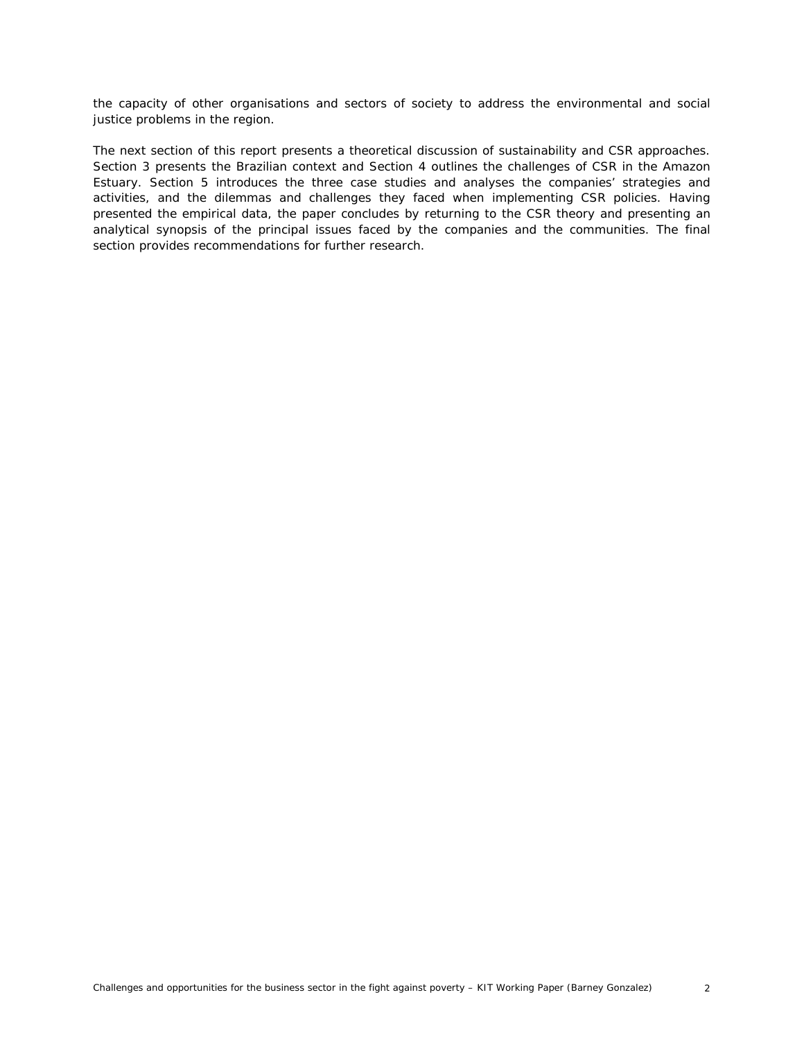the capacity of other organisations and sectors of society to address the environmental and social justice problems in the region.

The next section of this report presents a theoretical discussion of sustainability and CSR approaches. Section 3 presents the Brazilian context and Section 4 outlines the challenges of CSR in the Amazon Estuary. Section 5 introduces the three case studies and analyses the companies' strategies and activities, and the dilemmas and challenges they faced when implementing CSR policies. Having presented the empirical data, the paper concludes by returning to the CSR theory and presenting an analytical synopsis of the principal issues faced by the companies and the communities. The final section provides recommendations for further research.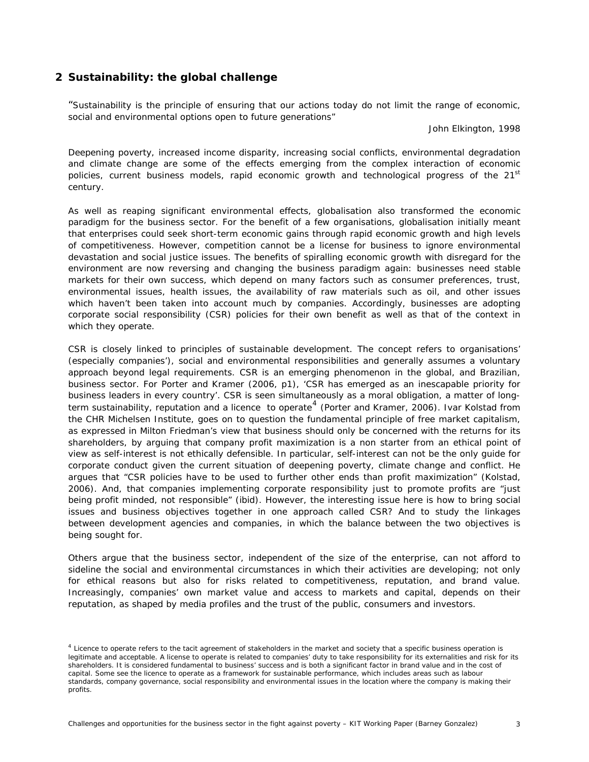## 2 Sustainability: the global challenge

"Sustainability is the principle of ensuring that our actions today do not limit the range of economic, social and environmental options open to future generations"

John Elkington, 1998

Deepening poverty, increased income disparity, increasing social conflicts, environmental degradation and climate change are some of the effects emerging from the complex interaction of economic policies, current business models, rapid economic growth and technological progress of the 21st century.

As well as reaping significant environmental effects, globalisation also transformed the economic paradigm for the business sector. For the benefit of a few organisations, globalisation initially meant that enterprises could seek short-term economic gains through rapid economic growth and high levels of competitiveness. However, competition cannot be a license for business to ignore environmental devastation and social justice issues. The benefits of spiralling economic growth with disregard for the environment are now reversing and changing the business paradigm again: businesses need stable markets for their own success, which depend on many factors such as consumer preferences, trust, environmental issues, health issues, the availability of raw materials such as oil, and other issues which haven't been taken into account much by companies. Accordingly, businesses are adopting corporate social responsibility (CSR) policies for their own benefit as well as that of the context in which they operate.

CSR is closely linked to principles of sustainable development. The concept refers to organisations' (especially companies'), social and environmental responsibilities and generally assumes a voluntary approach beyond legal requirements. CSR is an emerging phenomenon in the global, and Brazilian, business sector. For Porter and Kramer (2006, p1), 'CSR has emerged as an inescapable priority for business leaders in every country'. CSR is seen simultaneously as a moral obligation, a matter of long-term sustainability, reputation and a licence to operate[4] (Porter and Kramer, 2006). Ivar Kolstad from the CHR Michelsen Institute, goes on to question the fundamental principle of free market capitalism, as expressed in Milton Friedman's view that business should only be concerned with the returns for its shareholders, by arguing that company profit maximization is a non starter from an ethical point of view as self-interest is not ethically defensible. In particular, self-interest can not be the only guide for corporate conduct given the current situation of deepening poverty, climate change and conflict. He argues that "CSR policies have to be used to further other ends than profit maximization" (Kolstad, 2006). And, that companies implementing corporate responsibility just to promote profits are "just being profit minded, not responsible" (ibid). However, the interesting issue here is how to bring social issues and business objectives together in one approach called CSR? And to study the linkages between development agencies and companies, in which the balance between the two objectives is being sought for.

Others argue that the business sector, independent of the size of the enterprise, can not afford to sideline the social and environmental circumstances in which their activities are developing; not only for ethical reasons but also for risks related to competitiveness, reputation, and brand value. Increasingly, companies' own market value and access to markets and capital, depends on their reputation, as shaped by media profiles and the trust of the public, consumers and investors.

[4] Licence to operate refers to the tacit agreement of stakeholders in the market and society that a specific business operation is legitimate and acceptable. A license to operate is related to companies' duty to take responsibility for its externalities and risk for its shareholders. It is considered fundamental to business' success and is both a significant factor in brand value and in the cost of capital. Some see the licence to operate as a framework for sustainable performance, which includes areas such as labour standards, company governance, social responsibility and environmental issues in the location where the company is making their profits.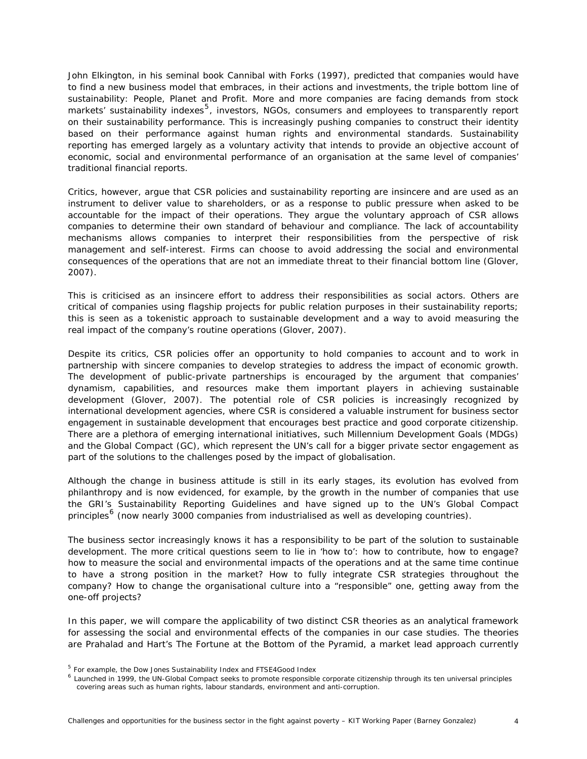John Elkington, in his seminal book Cannibal with Forks (1997), predicted that companies would have to find a new business model that embraces, in their actions and investments, the triple bottom line of sustainability: People, Planet and Profit. More and more companies are facing demands from stock markets' sustainability indexes[5], investors, NGOs, consumers and employees to transparently report on their sustainability performance. This is increasingly pushing companies to construct their identity based on their performance against human rights and environmental standards. Sustainability reporting has emerged largely as a voluntary activity that intends to provide an objective account of economic, social and environmental performance of an organisation at the same level of companies' traditional financial reports.

Critics, however, argue that CSR policies and sustainability reporting are insincere and are used as an instrument to deliver value to shareholders, or as a response to public pressure when asked to be accountable for the impact of their operations. They argue the voluntary approach of CSR allows companies to determine their own standard of behaviour and compliance. The lack of accountability mechanisms allows companies to interpret their responsibilities from the perspective of risk management and self-interest. Firms can choose to avoid addressing the social and environmental consequences of the operations that are not an immediate threat to their financial bottom line (Glover, 2007).

This is criticised as an insincere effort to address their responsibilities as social actors. Others are critical of companies using flagship projects for public relation purposes in their sustainability reports; this is seen as a tokenistic approach to sustainable development and a way to avoid measuring the real impact of the company's routine operations (Glover, 2007).

Despite its critics, CSR policies offer an opportunity to hold companies to account and to work in partnership with sincere companies to develop strategies to address the impact of economic growth. The development of public-private partnerships is encouraged by the argument that companies' dynamism, capabilities, and resources make them important players in achieving sustainable development (Glover, 2007). The potential role of CSR policies is increasingly recognized by international development agencies, where CSR is considered a valuable instrument for business sector engagement in sustainable development that encourages best practice and good corporate citizenship. There are a plethora of emerging international initiatives, such Millennium Development Goals (MDGs) and the Global Compact (GC), which represent the UN's call for a bigger private sector engagement as part of the solutions to the challenges posed by the impact of globalisation.

Although the change in business attitude is still in its early stages, its evolution has evolved from philanthropy and is now evidenced, for example, by the growth in the number of companies that use the GRI's Sustainability Reporting Guidelines and have signed up to the UN's Global Compact principles[6] (now nearly 3000 companies from industrialised as well as developing countries).

The business sector increasingly knows it has a responsibility to be part of the solution to sustainable development. The more critical questions seem to lie in 'how to': how to contribute, how to engage? how to measure the social and environmental impacts of the operations and at the same time continue to have a strong position in the market? How to fully integrate CSR strategies throughout the company? How to change the organisational culture into a "responsible" one, getting away from the one-off projects?

In this paper, we will compare the applicability of two distinct CSR theories as an analytical framework for assessing the social and environmental effects of the companies in our case studies. The theories are Prahalad and Hart's The Fortune at the Bottom of the Pyramid, a market lead approach currently

[5] For example, the Dow Jones Sustainability Index and FTSE4Good Index

[6] Launched in 1999, the UN-Global Compact seeks to promote responsible corporate citizenship through its ten universal principles covering areas such as human rights, labour standards, environment and anti-corruption.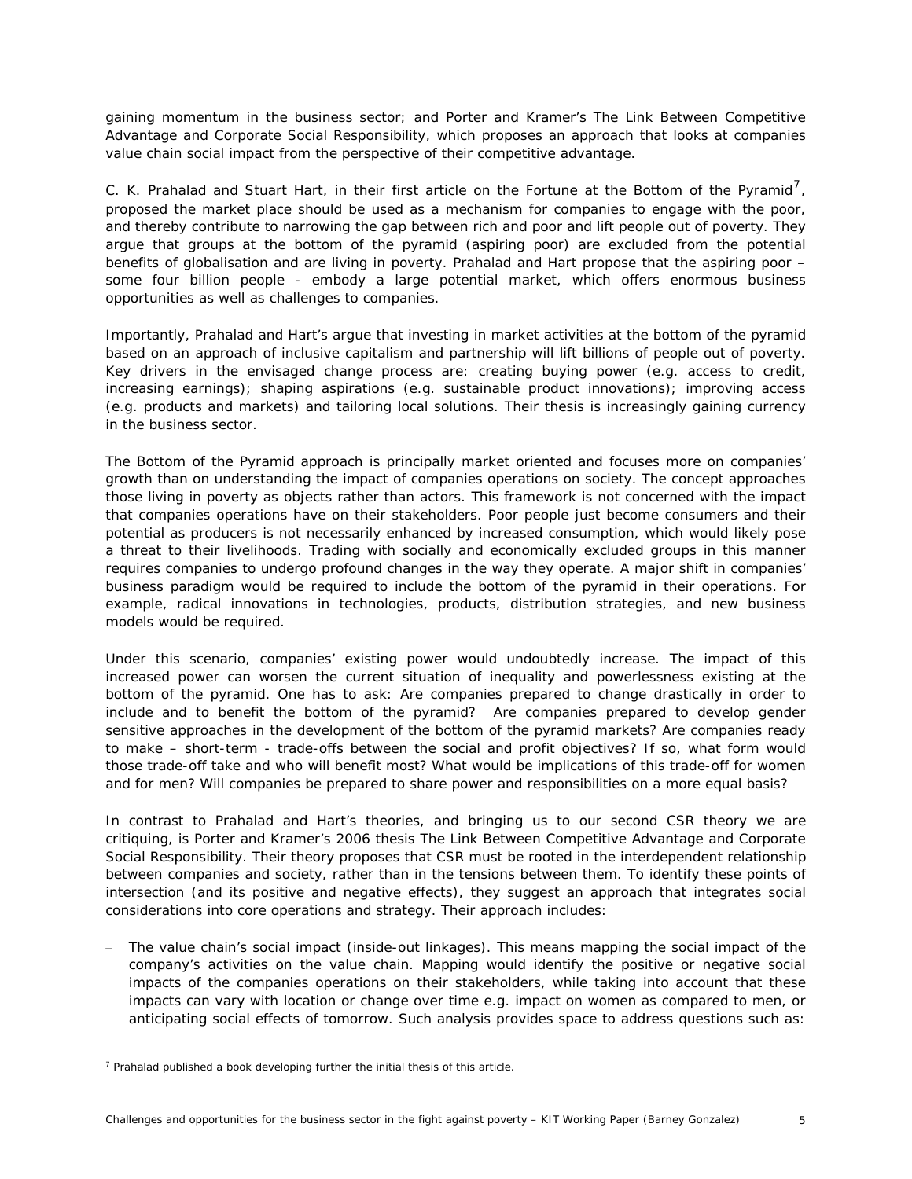gaining momentum in the business sector; and Porter and Kramer's The Link Between Competitive Advantage and Corporate Social Responsibility, which proposes an approach that looks at companies value chain social impact from the perspective of their competitive advantage.

C. K. Prahalad and Stuart Hart, in their first article on the Fortune at the Bottom of the Pyramid[7], proposed the market place should be used as a mechanism for companies to engage with the poor, and thereby contribute to narrowing the gap between rich and poor and lift people out of poverty. They argue that groups at the bottom of the pyramid (aspiring poor) are excluded from the potential benefits of globalisation and are living in poverty. Prahalad and Hart propose that the aspiring poor – some four billion people - embody a large potential market, which offers enormous business opportunities as well as challenges to companies.

Importantly, Prahalad and Hart's argue that investing in market activities at the bottom of the pyramid based on an approach of inclusive capitalism and partnership will lift billions of people out of poverty. Key drivers in the envisaged change process are: creating buying power (e.g. access to credit, increasing earnings); shaping aspirations (e.g. sustainable product innovations); improving access (e.g. products and markets) and tailoring local solutions. Their thesis is increasingly gaining currency in the business sector.

The Bottom of the Pyramid approach is principally market oriented and focuses more on companies' growth than on understanding the impact of companies operations on society. The concept approaches those living in poverty as objects rather than actors. This framework is not concerned with the impact that companies operations have on their stakeholders. Poor people just become consumers and their potential as producers is not necessarily enhanced by increased consumption, which would likely pose a threat to their livelihoods. Trading with socially and economically excluded groups in this manner requires companies to undergo profound changes in the way they operate. A major shift in companies' business paradigm would be required to include the bottom of the pyramid in their operations. For example, radical innovations in technologies, products, distribution strategies, and new business models would be required.

Under this scenario, companies' existing power would undoubtedly increase. The impact of this increased power can worsen the current situation of inequality and powerlessness existing at the bottom of the pyramid. One has to ask: Are companies prepared to change drastically in order to include and to benefit the bottom of the pyramid? Are companies prepared to develop gender sensitive approaches in the development of the bottom of the pyramid markets? Are companies ready to make – short-term - trade-offs between the social and profit objectives? If so, what form would those trade-off take and who will benefit most? What would be implications of this trade-off for women and for men? Will companies be prepared to share power and responsibilities on a more equal basis?

In contrast to Prahalad and Hart's theories, and bringing us to our second CSR theory we are critiquing, is Porter and Kramer's 2006 thesis The Link Between Competitive Advantage and Corporate Social Responsibility. Their theory proposes that CSR must be rooted in the interdependent relationship between companies and society, rather than in the tensions between them. To identify these points of intersection (and its positive and negative effects), they suggest an approach that integrates social considerations into core operations and strategy. Their approach includes:

- The value chain's social impact (inside-out linkages). This means mapping the social impact of the company's activities on the value chain. Mapping would identify the positive or negative social impacts of the companies operations on their stakeholders, while taking into account that these impacts can vary with location or change over time e.g. impact on women as compared to men, or anticipating social effects of tomorrow. Such analysis provides space to address questions such as:

[7] Prahalad published a book developing further the initial thesis of this article.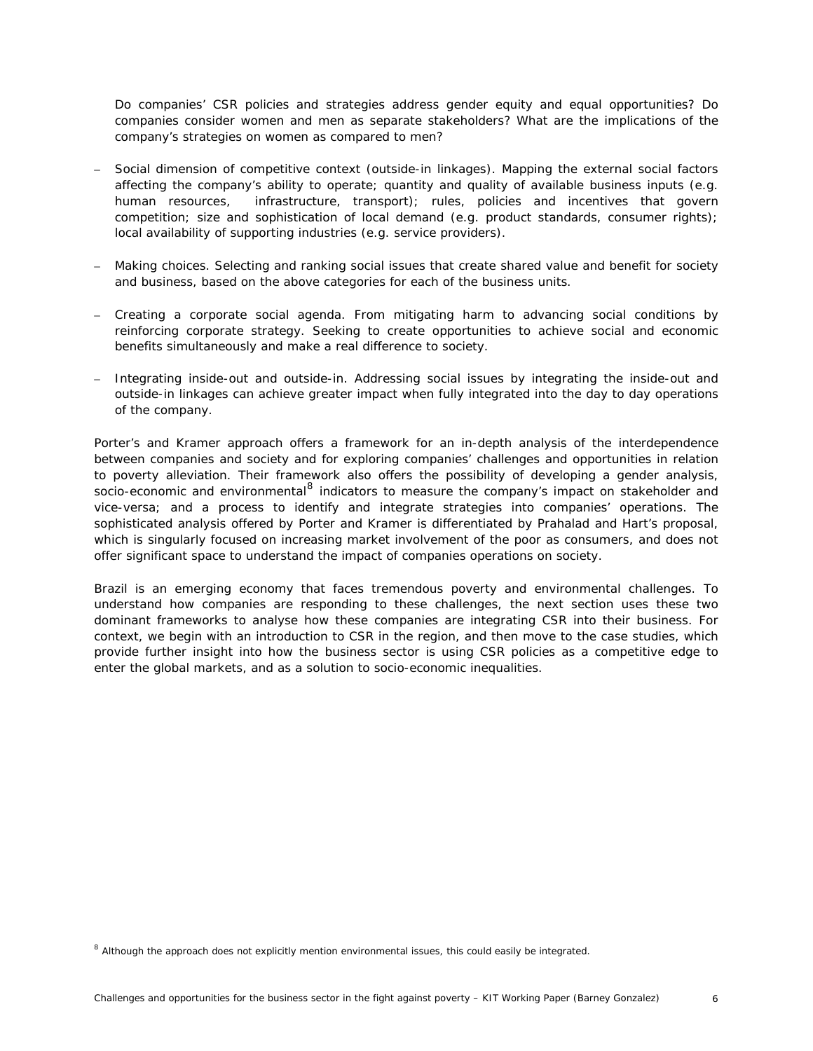Do companies' CSR policies and strategies address gender equity and equal opportunities? Do companies consider women and men as separate stakeholders? What are the implications of the company's strategies on women as compared to men?

- Social dimension of competitive context (outside-in linkages). Mapping the external social factors affecting the company's ability to operate; quantity and quality of available business inputs (e.g. human resources, infrastructure, transport); rules, policies and incentives that govern competition; size and sophistication of local demand (e.g. product standards, consumer rights); local availability of supporting industries (e.g. service providers).

- Making choices. Selecting and ranking social issues that create shared value and benefit for society and business, based on the above categories for each of the business units.

- Creating a corporate social agenda. From mitigating harm to advancing social conditions by reinforcing corporate strategy. Seeking to create opportunities to achieve social and economic benefits simultaneously and make a real difference to society.

- Integrating inside-out and outside-in. Addressing social issues by integrating the inside-out and outside-in linkages can achieve greater impact when fully integrated into the day to day operations of the company.

Porter's and Kramer approach offers a framework for an in-depth analysis of the interdependence between companies and society and for exploring companies' challenges and opportunities in relation to poverty alleviation. Their framework also offers the possibility of developing a gender analysis, socio-economic and environmental[8] indicators to measure the company's impact on stakeholder and vice-versa; and a process to identify and integrate strategies into companies' operations. The sophisticated analysis offered by Porter and Kramer is differentiated by Prahalad and Hart's proposal, which is singularly focused on increasing market involvement of the poor as consumers, and does not offer significant space to understand the impact of companies operations on society.

Brazil is an emerging economy that faces tremendous poverty and environmental challenges. To understand how companies are responding to these challenges, the next section uses these two dominant frameworks to analyse how these companies are integrating CSR into their business. For context, we begin with an introduction to CSR in the region, and then move to the case studies, which provide further insight into how the business sector is using CSR policies as a competitive edge to enter the global markets, and as a solution to socio-economic inequalities.

[8] Although the approach does not explicitly mention environmental issues, this could easily be integrated.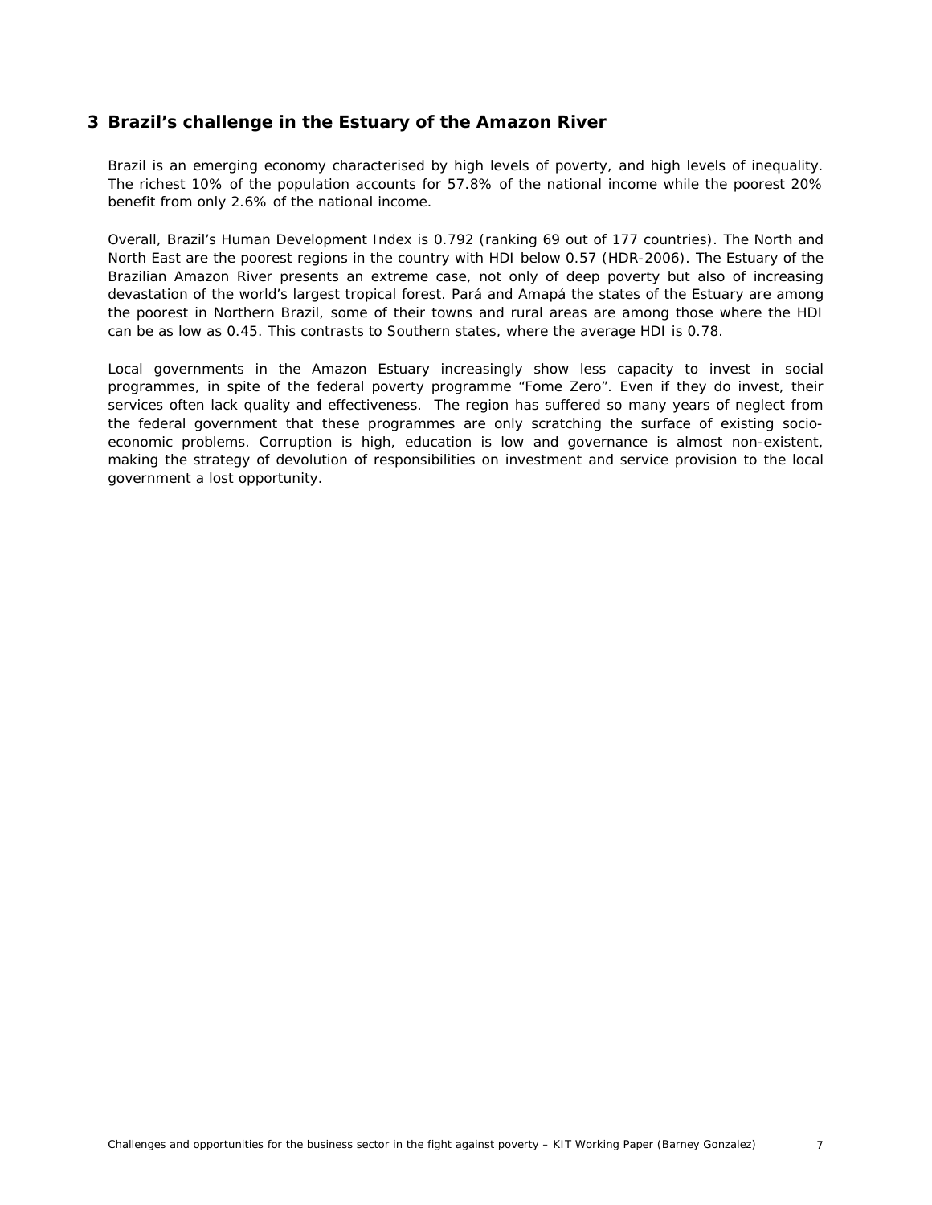# 3 Brazil's challenge in the Estuary of the Amazon River

Brazil is an emerging economy characterised by high levels of poverty, and high levels of inequality. The richest 10% of the population accounts for 57.8% of the national income while the poorest 20% benefit from only 2.6% of the national income.

Overall, Brazil's Human Development Index is 0.792 (ranking 69 out of 177 countries). The North and North East are the poorest regions in the country with HDI below 0.57 (HDR-2006). The Estuary of the Brazilian Amazon River presents an extreme case, not only of deep poverty but also of increasing devastation of the world's largest tropical forest. Pará and Amapá the states of the Estuary are among the poorest in Northern Brazil, some of their towns and rural areas are among those where the HDI can be as low as 0.45. This contrasts to Southern states, where the average HDI is 0.78.

Local governments in the Amazon Estuary increasingly show less capacity to invest in social programmes, in spite of the federal poverty programme "Fome Zero". Even if they do invest, their services often lack quality and effectiveness. The region has suffered so many years of neglect from the federal government that these programmes are only scratching the surface of existing socio-economic problems. Corruption is high, education is low and governance is almost non-existent, making the strategy of devolution of responsibilities on investment and service provision to the local government a lost opportunity.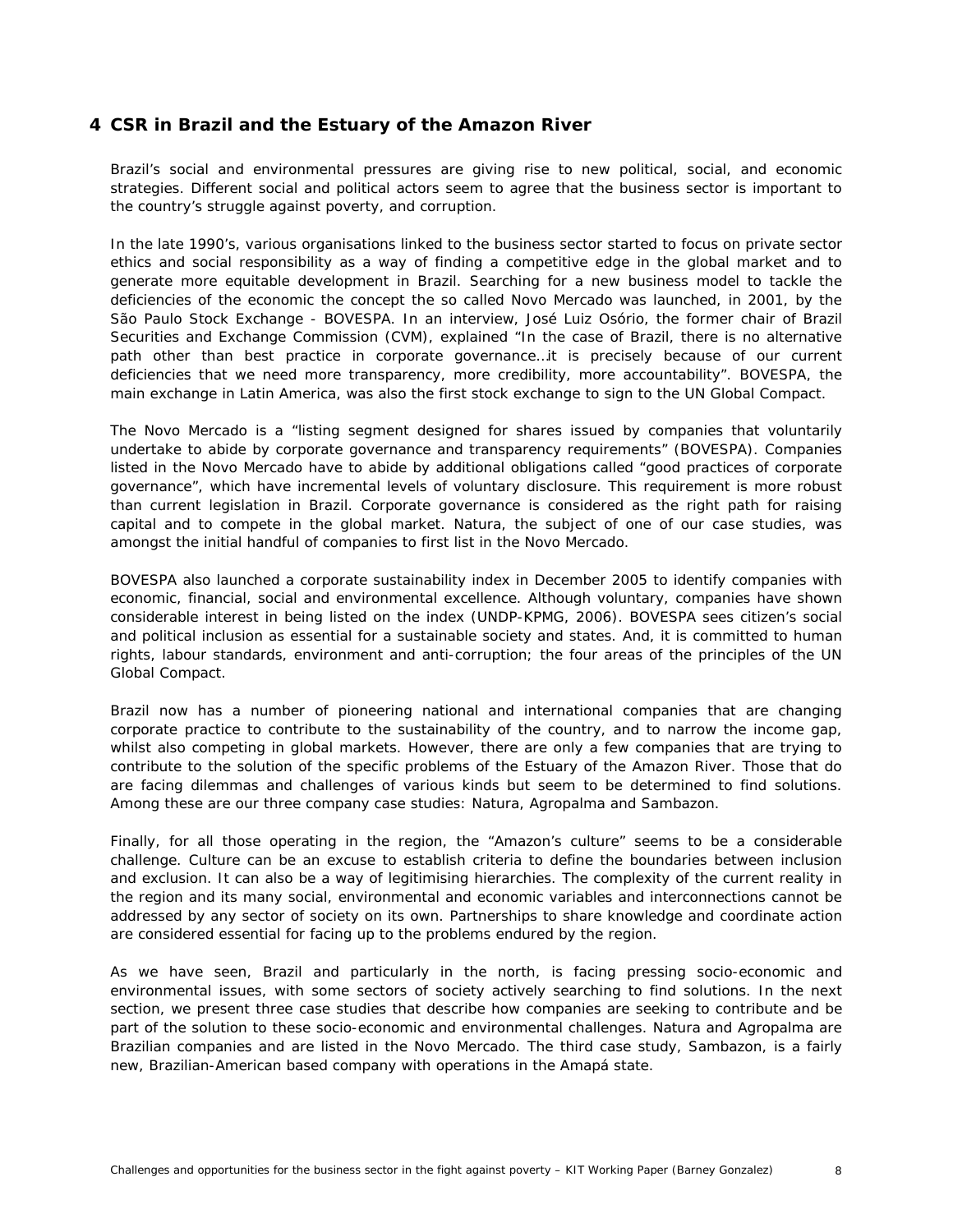## 4 CSR in Brazil and the Estuary of the Amazon River

Brazil's social and environmental pressures are giving rise to new political, social, and economic strategies. Different social and political actors seem to agree that the business sector is important to the country's struggle against poverty, and corruption.

In the late 1990's, various organisations linked to the business sector started to focus on private sector ethics and social responsibility as a way of finding a competitive edge in the global market and to generate more equitable development in Brazil. Searching for a new business model to tackle the deficiencies of the economic the concept the so called Novo Mercado was launched, in 2001, by the São Paulo Stock Exchange - BOVESPA. In an interview, José Luiz Osório, the former chair of Brazil Securities and Exchange Commission (CVM), explained "In the case of Brazil, there is no alternative path other than best practice in corporate governance…it is precisely because of our current deficiencies that we need more transparency, more credibility, more accountability". BOVESPA, the main exchange in Latin America, was also the first stock exchange to sign to the UN Global Compact.

The Novo Mercado is a "listing segment designed for shares issued by companies that voluntarily undertake to abide by corporate governance and transparency requirements" (BOVESPA). Companies listed in the Novo Mercado have to abide by additional obligations called "good practices of corporate governance", which have incremental levels of voluntary disclosure. This requirement is more robust than current legislation in Brazil. Corporate governance is considered as the right path for raising capital and to compete in the global market. Natura, the subject of one of our case studies, was amongst the initial handful of companies to first list in the Novo Mercado.

BOVESPA also launched a corporate sustainability index in December 2005 to identify companies with economic, financial, social and environmental excellence. Although voluntary, companies have shown considerable interest in being listed on the index (UNDP-KPMG, 2006). BOVESPA sees citizen's social and political inclusion as essential for a sustainable society and states. And, it is committed to human rights, labour standards, environment and anti-corruption; the four areas of the principles of the UN Global Compact.

Brazil now has a number of pioneering national and international companies that are changing corporate practice to contribute to the sustainability of the country, and to narrow the income gap, whilst also competing in global markets. However, there are only a few companies that are trying to contribute to the solution of the specific problems of the Estuary of the Amazon River. Those that do are facing dilemmas and challenges of various kinds but seem to be determined to find solutions. Among these are our three company case studies: Natura, Agropalma and Sambazon.

Finally, for all those operating in the region, the "Amazon's culture" seems to be a considerable challenge. Culture can be an excuse to establish criteria to define the boundaries between inclusion and exclusion. It can also be a way of legitimising hierarchies. The complexity of the current reality in the region and its many social, environmental and economic variables and interconnections cannot be addressed by any sector of society on its own. Partnerships to share knowledge and coordinate action are considered essential for facing up to the problems endured by the region.

As we have seen, Brazil and particularly in the north, is facing pressing socio-economic and environmental issues, with some sectors of society actively searching to find solutions. In the next section, we present three case studies that describe how companies are seeking to contribute and be part of the solution to these socio-economic and environmental challenges. Natura and Agropalma are Brazilian companies and are listed in the Novo Mercado. The third case study, Sambazon, is a fairly new, Brazilian-American based company with operations in the Amapá state.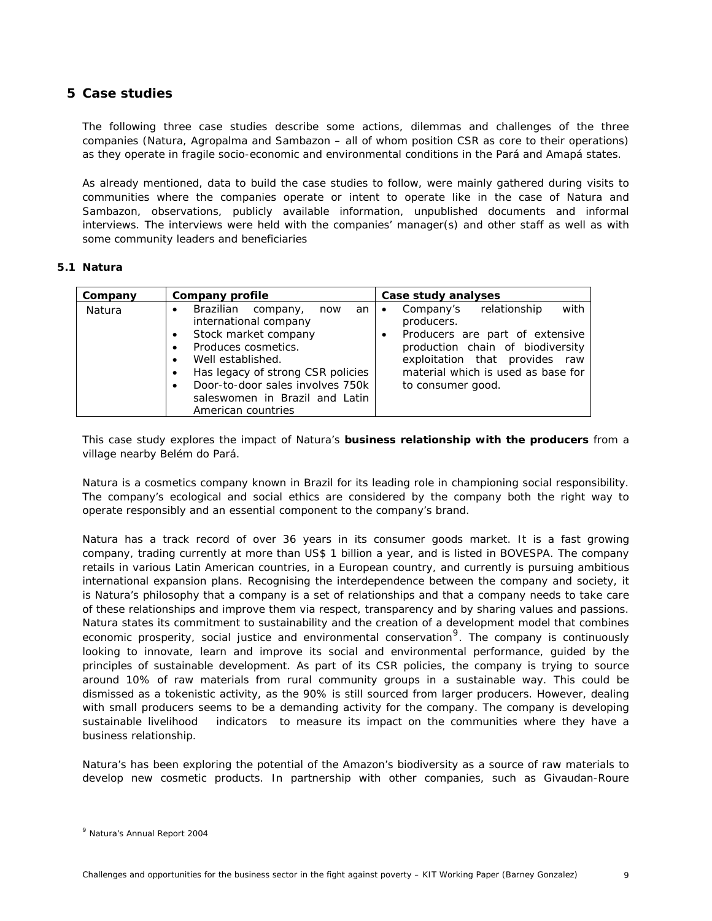## 5 Case studies

The following three case studies describe some actions, dilemmas and challenges of the three companies (Natura, Agropalma and Sambazon – all of whom position CSR as core to their operations) as they operate in fragile socio-economic and environmental conditions in the Pará and Amapá states.

As already mentioned, data to build the case studies to follow, were mainly gathered during visits to communities where the companies operate or intent to operate like in the case of Natura and Sambazon, observations, publicly available information, unpublished documents and informal interviews. The interviews were held with the companies' manager(s) and other staff as well as with some community leaders and beneficiaries

### 5.1 Natura

| Company | Company profile | Case study analyses |
| --- | --- | --- |
| Natura | • Brazilian company, now an international company<br>• Stock market company<br>• Produces cosmetics.<br>• Well established.<br>• Has legacy of strong CSR policies<br>• Door-to-door sales involves 750k saleswomen in Brazil and Latin American countries | • Company's relationship with producers.<br>• Producers are part of extensive production chain of biodiversity exploitation that provides raw material which is used as base for to consumer good. |

This case study explores the impact of Natura's **business relationship with the producers** from a village nearby Belém do Pará.

Natura is a cosmetics company known in Brazil for its leading role in championing social responsibility. The company's ecological and social ethics are considered by the company both the right way to operate responsibly and an essential component to the company's brand.

Natura has a track record of over 36 years in its consumer goods market. It is a fast growing company, trading currently at more than US$ 1 billion a year, and is listed in BOVESPA. The company retails in various Latin American countries, in a European country, and currently is pursuing ambitious international expansion plans. Recognising the interdependence between the company and society, it is Natura's philosophy that a company is a set of relationships and that a company needs to take care of these relationships and improve them via respect, transparency and by sharing values and passions. Natura states its commitment to sustainability and the creation of a development model that combines economic prosperity, social justice and environmental conservation[9]. The company is continuously looking to innovate, learn and improve its social and environmental performance, guided by the principles of sustainable development. As part of its CSR policies, the company is trying to source around 10% of raw materials from rural community groups in a sustainable way. This could be dismissed as a tokenistic activity, as the 90% is still sourced from larger producers. However, dealing with small producers seems to be a demanding activity for the company. The company is developing sustainable livelihood indicators to measure its impact on the communities where they have a business relationship.

Natura's has been exploring the potential of the Amazon's biodiversity as a source of raw materials to develop new cosmetic products. In partnership with other companies, such as Givaudan-Roure

[9] Natura's Annual Report 2004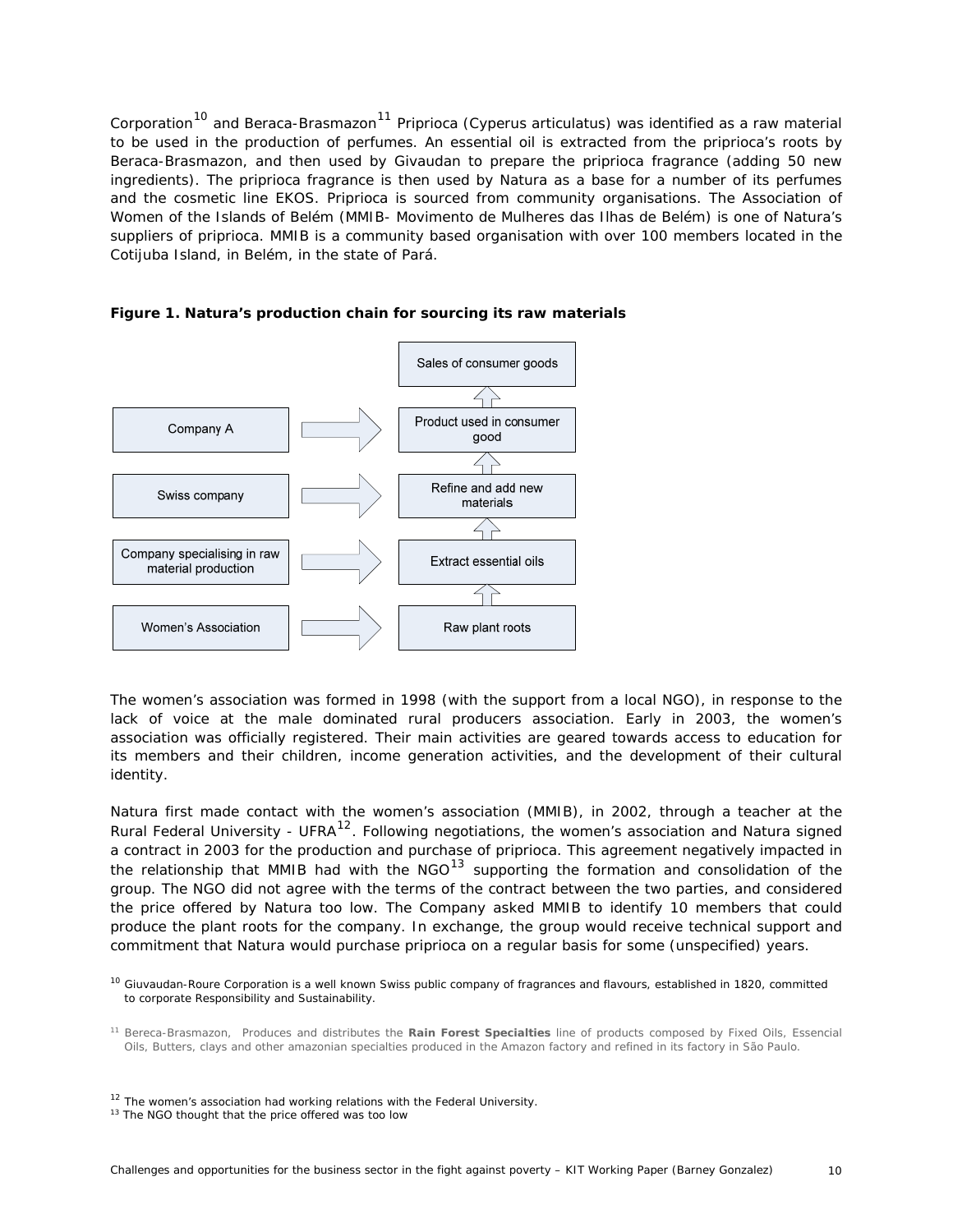Corporation[10] and Beraca-Brasmazon[11] Priprioca (Cyperus articulatus) was identified as a raw material to be used in the production of perfumes. An essential oil is extracted from the priprioca's roots by Beraca-Brasmazon, and then used by Givaudan to prepare the priprioca fragrance (adding 50 new ingredients). The priprioca fragrance is then used by Natura as a base for a number of its perfumes and the cosmetic line EKOS. Priprioca is sourced from community organisations. The Association of Women of the Islands of Belém (MMIB- Movimento de Mulheres das Ilhas de Belém) is one of Natura's suppliers of priprioca. MMIB is a community based organisation with over 100 members located in the Cotijuba Island, in Belém, in the state of Pará.

**Figure 1. Natura's production chain for sourcing its raw materials**

| Actor | | Stage |
|---|---|---|
| | | Sales of consumer goods |
| Company A | → | Product used in consumer good |
| Swiss company | → | Refine and add new materials |
| Company specialising in raw material production | → | Extract essential oils |
| Women's Association | → | Raw plant roots |

The women's association was formed in 1998 (with the support from a local NGO), in response to the lack of voice at the male dominated rural producers association. Early in 2003, the women's association was officially registered. Their main activities are geared towards access to education for its members and their children, income generation activities, and the development of their cultural identity.

Natura first made contact with the women's association (MMIB), in 2002, through a teacher at the Rural Federal University - UFRA[12]. Following negotiations, the women's association and Natura signed a contract in 2003 for the production and purchase of priprioca. This agreement negatively impacted in the relationship that MMIB had with the NGO[13] supporting the formation and consolidation of the group. The NGO did not agree with the terms of the contract between the two parties, and considered the price offered by Natura too low. The Company asked MMIB to identify 10 members that could produce the plant roots for the company. In exchange, the group would receive technical support and commitment that Natura would purchase priprioca on a regular basis for some (unspecified) years.

[10] Giuvaudan-Roure Corporation is a well known Swiss public company of fragrances and flavours, established in 1820, committed to corporate Responsibility and Sustainability.

[11] Bereca-Brasmazon, Produces and distributes the **Rain Forest Specialties** line of products composed by Fixed Oils, Essencial Oils, Butters, clays and other amazonian specialties produced in the Amazon factory and refined in its factory in São Paulo.

[12] The women's association had working relations with the Federal University.

[13] The NGO thought that the price offered was too low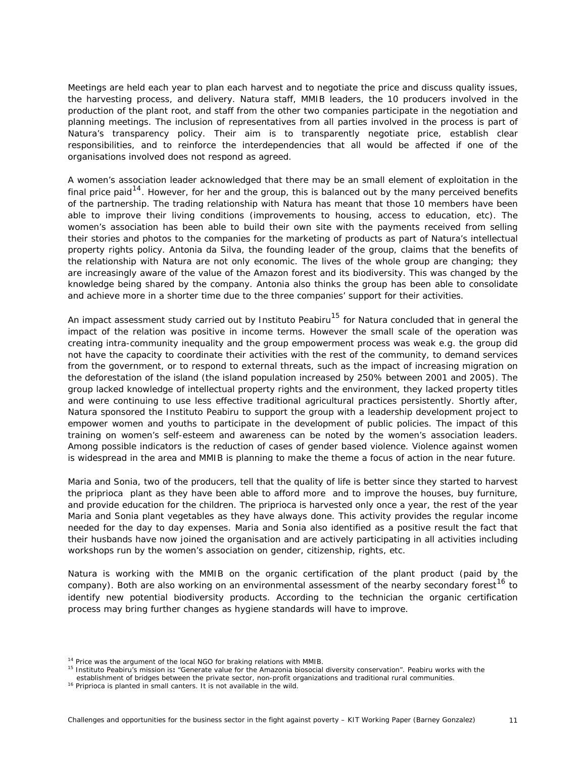Meetings are held each year to plan each harvest and to negotiate the price and discuss quality issues, the harvesting process, and delivery. Natura staff, MMIB leaders, the 10 producers involved in the production of the plant root, and staff from the other two companies participate in the negotiation and planning meetings. The inclusion of representatives from all parties involved in the process is part of Natura's transparency policy. Their aim is to transparently negotiate price, establish clear responsibilities, and to reinforce the interdependencies that all would be affected if one of the organisations involved does not respond as agreed.

A women's association leader acknowledged that there may be an small element of exploitation in the final price paid[14]. However, for her and the group, this is balanced out by the many perceived benefits of the partnership. The trading relationship with Natura has meant that those 10 members have been able to improve their living conditions (improvements to housing, access to education, etc). The women's association has been able to build their own site with the payments received from selling their stories and photos to the companies for the marketing of products as part of Natura's intellectual property rights policy. Antonia da Silva, the founding leader of the group, claims that the benefits of the relationship with Natura are not only economic. The lives of the whole group are changing; they are increasingly aware of the value of the Amazon forest and its biodiversity. This was changed by the knowledge being shared by the company. Antonia also thinks the group has been able to consolidate and achieve more in a shorter time due to the three companies' support for their activities.

An impact assessment study carried out by Instituto Peabiru[15] for Natura concluded that in general the impact of the relation was positive in income terms. However the small scale of the operation was creating intra-community inequality and the group empowerment process was weak e.g. the group did not have the capacity to coordinate their activities with the rest of the community, to demand services from the government, or to respond to external threats, such as the impact of increasing migration on the deforestation of the island (the island population increased by 250% between 2001 and 2005). The group lacked knowledge of intellectual property rights and the environment, they lacked property titles and were continuing to use less effective traditional agricultural practices persistently. Shortly after, Natura sponsored the Instituto Peabiru to support the group with a leadership development project to empower women and youths to participate in the development of public policies. The impact of this training on women's self-esteem and awareness can be noted by the women's association leaders. Among possible indicators is the reduction of cases of gender based violence. Violence against women is widespread in the area and MMIB is planning to make the theme a focus of action in the near future.

Maria and Sonia, two of the producers, tell that the quality of life is better since they started to harvest the priprioca plant as they have been able to afford more and to improve the houses, buy furniture, and provide education for the children. The priprioca is harvested only once a year, the rest of the year Maria and Sonia plant vegetables as they have always done. This activity provides the regular income needed for the day to day expenses. Maria and Sonia also identified as a positive result the fact that their husbands have now joined the organisation and are actively participating in all activities including workshops run by the women's association on gender, citizenship, rights, etc.

Natura is working with the MMIB on the organic certification of the plant product (paid by the company). Both are also working on an environmental assessment of the nearby secondary forest[16] to identify new potential biodiversity products. According to the technician the organic certification process may bring further changes as hygiene standards will have to improve.

[14] Price was the argument of the local NGO for braking relations with MMIB.

[15] Instituto Peabiru's mission is: "Generate value for the Amazonia biosocial diversity conservation". Peabiru works with the establishment of bridges between the private sector, non-profit organizations and traditional rural communities.

[16] Priprioca is planted in small canters. It is not available in the wild.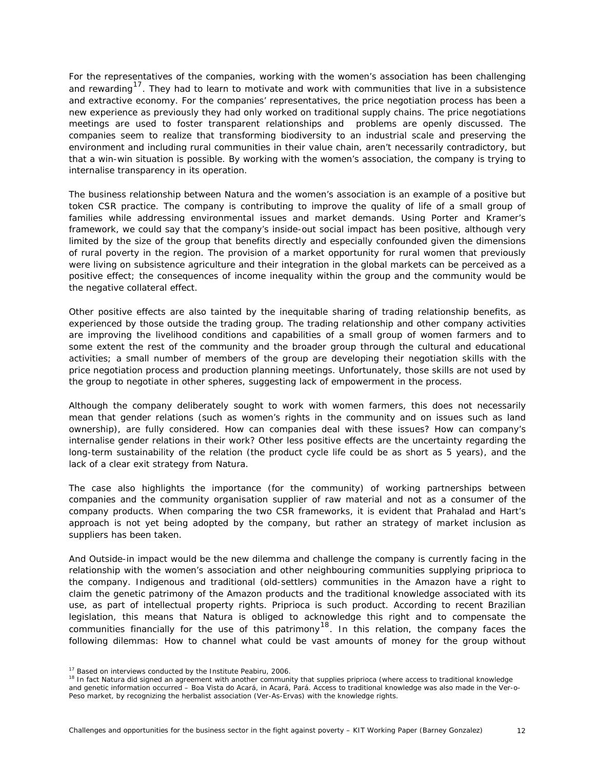For the representatives of the companies, working with the women's association has been challenging and rewarding[17]. They had to learn to motivate and work with communities that live in a subsistence and extractive economy. For the companies' representatives, the price negotiation process has been a new experience as previously they had only worked on traditional supply chains. The price negotiations meetings are used to foster transparent relationships and problems are openly discussed. The companies seem to realize that transforming biodiversity to an industrial scale and preserving the environment and including rural communities in their value chain, aren't necessarily contradictory, but that a win-win situation is possible. By working with the women's association, the company is trying to internalise transparency in its operation.

The business relationship between Natura and the women's association is an example of a positive but token CSR practice. The company is contributing to improve the quality of life of a small group of families while addressing environmental issues and market demands. Using Porter and Kramer's framework, we could say that the company's inside-out social impact has been positive, although very limited by the size of the group that benefits directly and especially confounded given the dimensions of rural poverty in the region. The provision of a market opportunity for rural women that previously were living on subsistence agriculture and their integration in the global markets can be perceived as a positive effect; the consequences of income inequality within the group and the community would be the negative collateral effect.

Other positive effects are also tainted by the inequitable sharing of trading relationship benefits, as experienced by those outside the trading group. The trading relationship and other company activities are improving the livelihood conditions and capabilities of a small group of women farmers and to some extent the rest of the community and the broader group through the cultural and educational activities; a small number of members of the group are developing their negotiation skills with the price negotiation process and production planning meetings. Unfortunately, those skills are not used by the group to negotiate in other spheres, suggesting lack of empowerment in the process.

Although the company deliberately sought to work with women farmers, this does not necessarily mean that gender relations (such as women's rights in the community and on issues such as land ownership), are fully considered. How can companies deal with these issues? How can company's internalise gender relations in their work? Other less positive effects are the uncertainty regarding the long-term sustainability of the relation (the product cycle life could be as short as 5 years), and the lack of a clear exit strategy from Natura.

The case also highlights the importance (for the community) of working partnerships between companies and the community organisation supplier of raw material and not as a consumer of the company products. When comparing the two CSR frameworks, it is evident that Prahalad and Hart's approach is not yet being adopted by the company, but rather an strategy of market inclusion as suppliers has been taken.

And Outside-in impact would be the new dilemma and challenge the company is currently facing in the relationship with the women's association and other neighbouring communities supplying priprioca to the company. Indigenous and traditional (old-settlers) communities in the Amazon have a right to claim the genetic patrimony of the Amazon products and the traditional knowledge associated with its use, as part of intellectual property rights. Priprioca is such product. According to recent Brazilian legislation, this means that Natura is obliged to acknowledge this right and to compensate the communities financially for the use of this patrimony[18]. In this relation, the company faces the following dilemmas: How to channel what could be vast amounts of money for the group without

[17] Based on interviews conducted by the Institute Peabiru, 2006.

[18] In fact Natura did signed an agreement with another community that supplies priprioca (where access to traditional knowledge and genetic information occurred – Boa Vista do Acará, in Acará, Pará. Access to traditional knowledge was also made in the Ver-o-Peso market, by recognizing the herbalist association (Ver-As-Ervas) with the knowledge rights.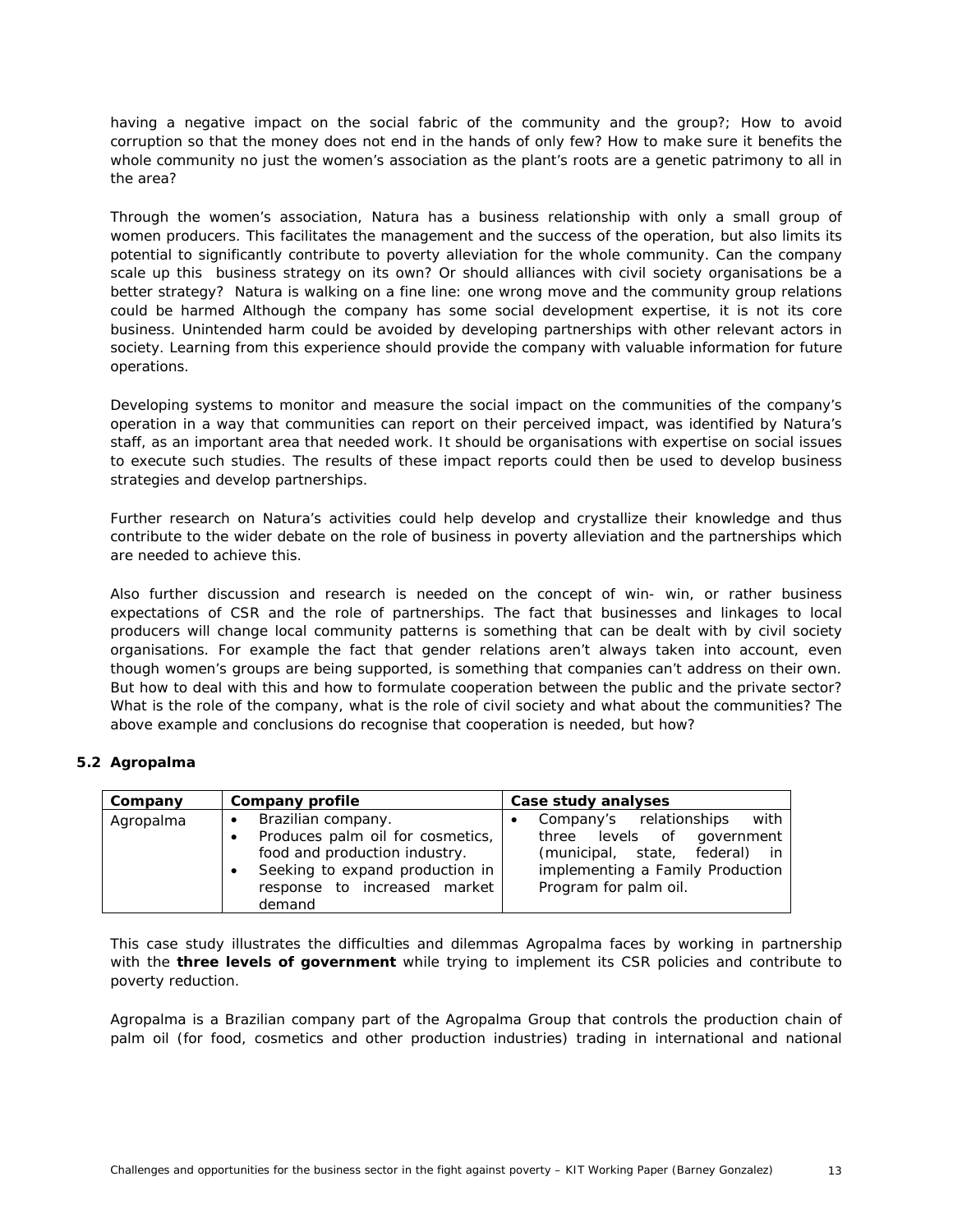having a negative impact on the social fabric of the community and the group?; How to avoid corruption so that the money does not end in the hands of only few? How to make sure it benefits the whole community no just the women's association as the plant's roots are a genetic patrimony to all in the area?

Through the women's association, Natura has a business relationship with only a small group of women producers. This facilitates the management and the success of the operation, but also limits its potential to significantly contribute to poverty alleviation for the whole community. Can the company scale up this business strategy on its own? Or should alliances with civil society organisations be a better strategy? Natura is walking on a fine line: one wrong move and the community group relations could be harmed Although the company has some social development expertise, it is not its core business. Unintended harm could be avoided by developing partnerships with other relevant actors in society. Learning from this experience should provide the company with valuable information for future operations.

Developing systems to monitor and measure the social impact on the communities of the company's operation in a way that communities can report on their perceived impact, was identified by Natura's staff, as an important area that needed work. It should be organisations with expertise on social issues to execute such studies. The results of these impact reports could then be used to develop business strategies and develop partnerships.

Further research on Natura's activities could help develop and crystallize their knowledge and thus contribute to the wider debate on the role of business in poverty alleviation and the partnerships which are needed to achieve this.

Also further discussion and research is needed on the concept of win- win, or rather business expectations of CSR and the role of partnerships. The fact that businesses and linkages to local producers will change local community patterns is something that can be dealt with by civil society organisations. For example the fact that gender relations aren't always taken into account, even though women's groups are being supported, is something that companies can't address on their own. But how to deal with this and how to formulate cooperation between the public and the private sector? What is the role of the company, what is the role of civil society and what about the communities? The above example and conclusions do recognise that cooperation is needed, but how?

### 5.2 Agropalma

| Company | Company profile | Case study analyses |
|---|---|---|
| Agropalma | • Brazilian company.<br>• Produces palm oil for cosmetics, food and production industry.<br>• Seeking to expand production in response to increased market demand | • Company's relationships with three levels of government (municipal, state, federal) in implementing a Family Production Program for palm oil. |

This case study illustrates the difficulties and dilemmas Agropalma faces by working in partnership with the **three levels of government** while trying to implement its CSR policies and contribute to poverty reduction.

Agropalma is a Brazilian company part of the Agropalma Group that controls the production chain of palm oil (for food, cosmetics and other production industries) trading in international and national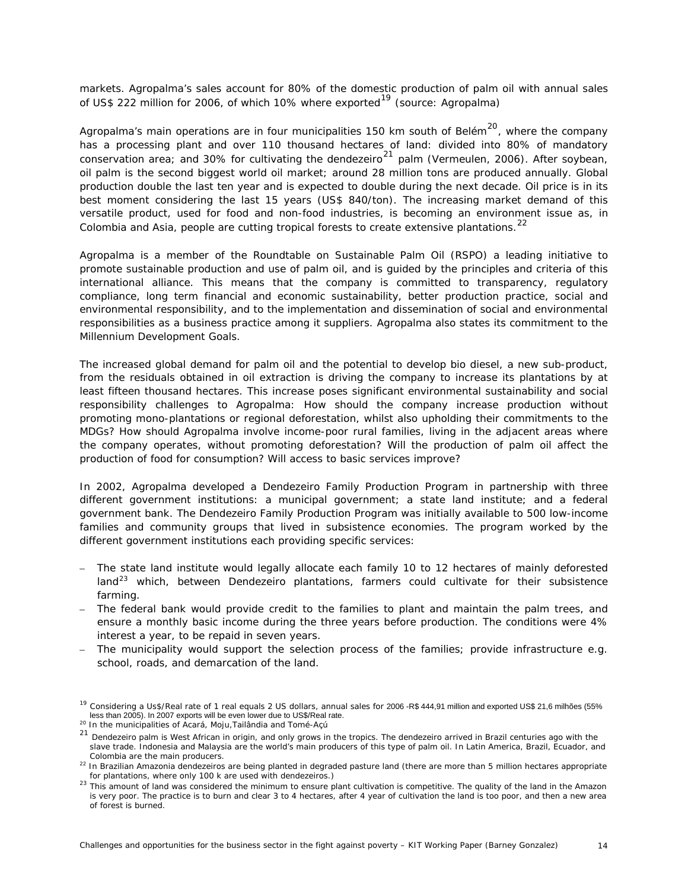markets. Agropalma's sales account for 80% of the domestic production of palm oil with annual sales of US$ 222 million for 2006, of which 10% where exported[19] (source: Agropalma)

Agropalma's main operations are in four municipalities 150 km south of Belém[20], where the company has a processing plant and over 110 thousand hectares of land: divided into 80% of mandatory conservation area; and 30% for cultivating the dendezeiro[21] palm (Vermeulen, 2006). After soybean, oil palm is the second biggest world oil market; around 28 million tons are produced annually. Global production double the last ten year and is expected to double during the next decade. Oil price is in its best moment considering the last 15 years (US$ 840/ton). The increasing market demand of this versatile product, used for food and non-food industries, is becoming an environment issue as, in Colombia and Asia, people are cutting tropical forests to create extensive plantations.[22]

Agropalma is a member of the Roundtable on Sustainable Palm Oil (RSPO) a leading initiative to promote sustainable production and use of palm oil, and is guided by the principles and criteria of this international alliance. This means that the company is committed to transparency, regulatory compliance, long term financial and economic sustainability, better production practice, social and environmental responsibility, and to the implementation and dissemination of social and environmental responsibilities as a business practice among it suppliers. Agropalma also states its commitment to the Millennium Development Goals.

The increased global demand for palm oil and the potential to develop bio diesel, a new sub-product, from the residuals obtained in oil extraction is driving the company to increase its plantations by at least fifteen thousand hectares. This increase poses significant environmental sustainability and social responsibility challenges to Agropalma: How should the company increase production without promoting mono-plantations or regional deforestation, whilst also upholding their commitments to the MDGs? How should Agropalma involve income-poor rural families, living in the adjacent areas where the company operates, without promoting deforestation? Will the production of palm oil affect the production of food for consumption? Will access to basic services improve?

In 2002, Agropalma developed a Dendezeiro Family Production Program in partnership with three different government institutions: a municipal government; a state land institute; and a federal government bank. The Dendezeiro Family Production Program was initially available to 500 low-income families and community groups that lived in subsistence economies. The program worked by the different government institutions each providing specific services:

- The state land institute would legally allocate each family 10 to 12 hectares of mainly deforested land[23] which, between Dendezeiro plantations, farmers could cultivate for their subsistence farming.
- The federal bank would provide credit to the families to plant and maintain the palm trees, and ensure a monthly basic income during the three years before production. The conditions were 4% interest a year, to be repaid in seven years.
- The municipality would support the selection process of the families; provide infrastructure e.g. school, roads, and demarcation of the land.

---

[19] Considering a Us$/Real rate of 1 real equals 2 US dollars, annual sales for 2006 -R$ 444,91 million and exported US$ 21,6 milhões (55% less than 2005). In 2007 exports will be even lower due to US$/Real rate.

[20] In the municipalities of Acará, Moju,Tailândia and Tomé-Açú

[21] Dendezeiro palm is West African in origin, and only grows in the tropics. The dendezeiro arrived in Brazil centuries ago with the slave trade. Indonesia and Malaysia are the world's main producers of this type of palm oil. In Latin America, Brazil, Ecuador, and Colombia are the main producers.

[22] In Brazilian Amazonia dendezeiros are being planted in degraded pasture land (there are more than 5 million hectares appropriate for plantations, where only 100 k are used with dendezeiros.)

[23] This amount of land was considered the minimum to ensure plant cultivation is competitive. The quality of the land in the Amazon is very poor. The practice is to burn and clear 3 to 4 hectares, after 4 year of cultivation the land is too poor, and then a new area of forest is burned.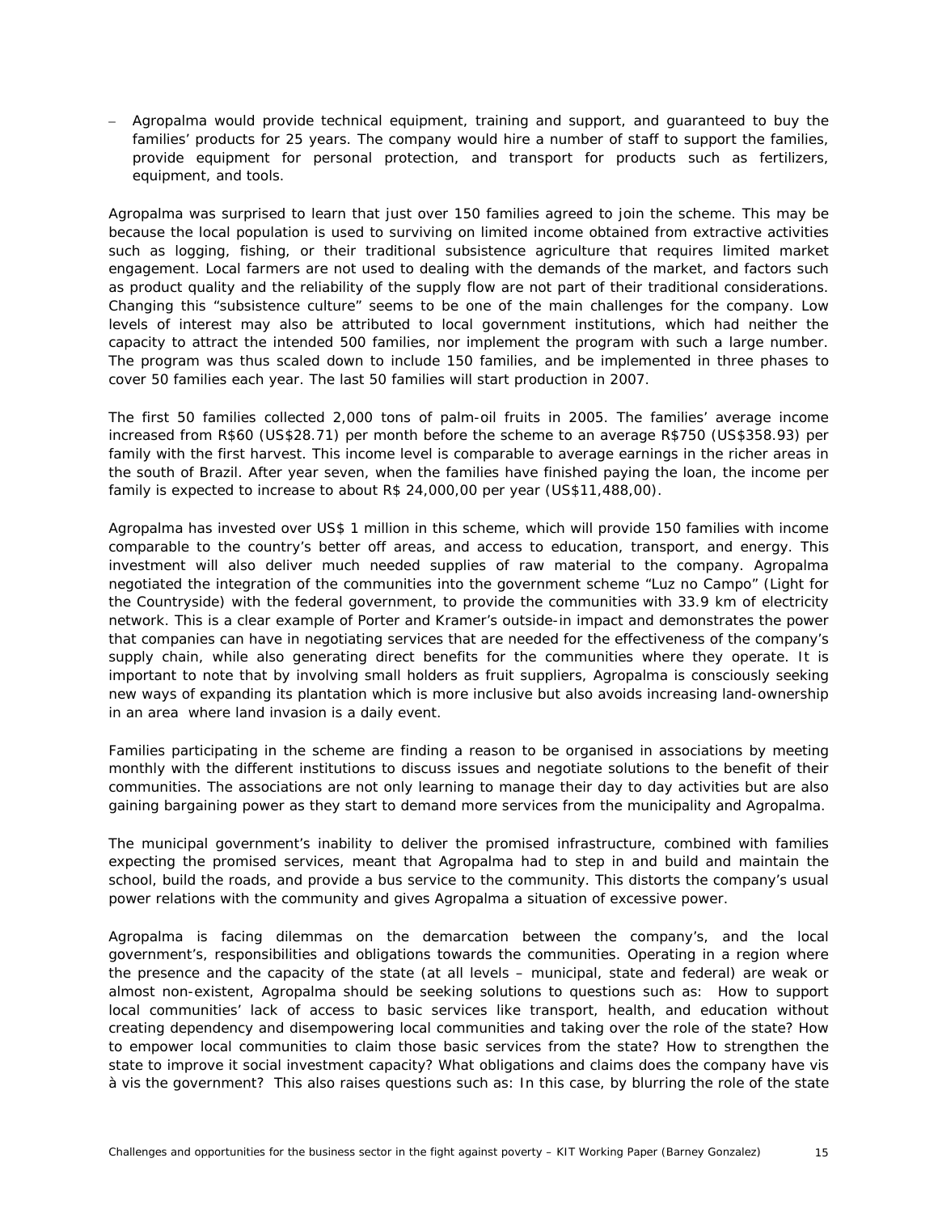– Agropalma would provide technical equipment, training and support, and guaranteed to buy the families' products for 25 years. The company would hire a number of staff to support the families, provide equipment for personal protection, and transport for products such as fertilizers, equipment, and tools.

Agropalma was surprised to learn that just over 150 families agreed to join the scheme. This may be because the local population is used to surviving on limited income obtained from extractive activities such as logging, fishing, or their traditional subsistence agriculture that requires limited market engagement. Local farmers are not used to dealing with the demands of the market, and factors such as product quality and the reliability of the supply flow are not part of their traditional considerations. Changing this "subsistence culture" seems to be one of the main challenges for the company. Low levels of interest may also be attributed to local government institutions, which had neither the capacity to attract the intended 500 families, nor implement the program with such a large number. The program was thus scaled down to include 150 families, and be implemented in three phases to cover 50 families each year. The last 50 families will start production in 2007.

The first 50 families collected 2,000 tons of palm-oil fruits in 2005. The families' average income increased from R$60 (US$28.71) per month before the scheme to an average R$750 (US$358.93) per family with the first harvest. This income level is comparable to average earnings in the richer areas in the south of Brazil. After year seven, when the families have finished paying the loan, the income per family is expected to increase to about R$ 24,000,00 per year (US$11,488,00).

Agropalma has invested over US$ 1 million in this scheme, which will provide 150 families with income comparable to the country's better off areas, and access to education, transport, and energy. This investment will also deliver much needed supplies of raw material to the company. Agropalma negotiated the integration of the communities into the government scheme "Luz no Campo" (Light for the Countryside) with the federal government, to provide the communities with 33.9 km of electricity network. This is a clear example of Porter and Kramer's outside-in impact and demonstrates the power that companies can have in negotiating services that are needed for the effectiveness of the company's supply chain, while also generating direct benefits for the communities where they operate. It is important to note that by involving small holders as fruit suppliers, Agropalma is consciously seeking new ways of expanding its plantation which is more inclusive but also avoids increasing land-ownership in an area where land invasion is a daily event.

Families participating in the scheme are finding a reason to be organised in associations by meeting monthly with the different institutions to discuss issues and negotiate solutions to the benefit of their communities. The associations are not only learning to manage their day to day activities but are also gaining bargaining power as they start to demand more services from the municipality and Agropalma.

The municipal government's inability to deliver the promised infrastructure, combined with families expecting the promised services, meant that Agropalma had to step in and build and maintain the school, build the roads, and provide a bus service to the community. This distorts the company's usual power relations with the community and gives Agropalma a situation of excessive power.

Agropalma is facing dilemmas on the demarcation between the company's, and the local government's, responsibilities and obligations towards the communities. Operating in a region where the presence and the capacity of the state (at all levels – municipal, state and federal) are weak or almost non-existent, Agropalma should be seeking solutions to questions such as: How to support local communities' lack of access to basic services like transport, health, and education without creating dependency and disempowering local communities and taking over the role of the state? How to empower local communities to claim those basic services from the state? How to strengthen the state to improve it social investment capacity? What obligations and claims does the company have vis à vis the government? This also raises questions such as: In this case, by blurring the role of the state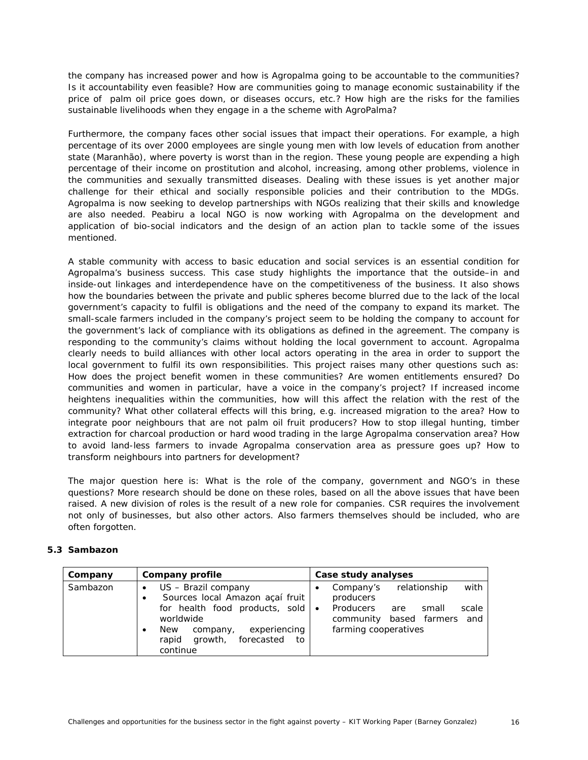the company has increased power and how is Agropalma going to be accountable to the communities? Is it accountability even feasible? How are communities going to manage economic sustainability if the price of palm oil price goes down, or diseases occurs, etc.? How high are the risks for the families sustainable livelihoods when they engage in a the scheme with AgroPalma?

Furthermore, the company faces other social issues that impact their operations. For example, a high percentage of its over 2000 employees are single young men with low levels of education from another state (Maranhão), where poverty is worst than in the region. These young people are expending a high percentage of their income on prostitution and alcohol, increasing, among other problems, violence in the communities and sexually transmitted diseases. Dealing with these issues is yet another major challenge for their ethical and socially responsible policies and their contribution to the MDGs. Agropalma is now seeking to develop partnerships with NGOs realizing that their skills and knowledge are also needed. Peabiru a local NGO is now working with Agropalma on the development and application of bio-social indicators and the design of an action plan to tackle some of the issues mentioned.

A stable community with access to basic education and social services is an essential condition for Agropalma's business success. This case study highlights the importance that the outside–in and inside-out linkages and interdependence have on the competitiveness of the business. It also shows how the boundaries between the private and public spheres become blurred due to the lack of the local government's capacity to fulfil is obligations and the need of the company to expand its market. The small-scale farmers included in the company's project seem to be holding the company to account for the government's lack of compliance with its obligations as defined in the agreement. The company is responding to the community's claims without holding the local government to account. Agropalma clearly needs to build alliances with other local actors operating in the area in order to support the local government to fulfil its own responsibilities. This project raises many other questions such as: How does the project benefit women in these communities? Are women entitlements ensured? Do communities and women in particular, have a voice in the company's project? If increased income heightens inequalities within the communities, how will this affect the relation with the rest of the community? What other collateral effects will this bring, e.g. increased migration to the area? How to integrate poor neighbours that are not palm oil fruit producers? How to stop illegal hunting, timber extraction for charcoal production or hard wood trading in the large Agropalma conservation area? How to avoid land-less farmers to invade Agropalma conservation area as pressure goes up? How to transform neighbours into partners for development?

The major question here is: What is the role of the company, government and NGO's in these questions? More research should be done on these roles, based on all the above issues that have been raised. A new division of roles is the result of a new role for companies. CSR requires the involvement not only of businesses, but also other actors. Also farmers themselves should be included, who are often forgotten.

### 5.3 Sambazon

| Company | Company profile | Case study analyses |
|---|---|---|
| Sambazon | • US – Brazil company<br>• Sources local Amazon açaí fruit for health food products, sold worldwide<br>• New company, experiencing rapid growth, forecasted to continue | • Company's relationship with producers<br>• Producers are small scale community based farmers and farming cooperatives |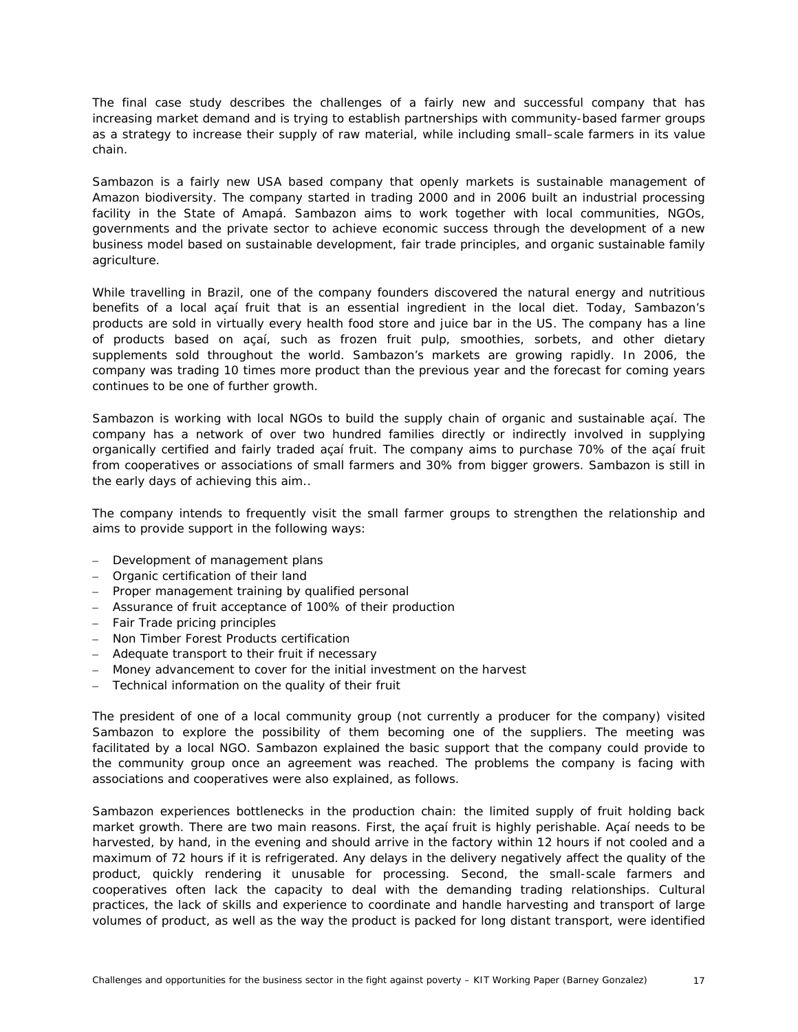The final case study describes the challenges of a fairly new and successful company that has increasing market demand and is trying to establish partnerships with community-based farmer groups as a strategy to increase their supply of raw material, while including small–scale farmers in its value chain.

Sambazon is a fairly new USA based company that openly markets is sustainable management of Amazon biodiversity. The company started in trading 2000 and in 2006 built an industrial processing facility in the State of Amapá. Sambazon aims to work together with local communities, NGOs, governments and the private sector to achieve economic success through the development of a new business model based on sustainable development, fair trade principles, and organic sustainable family agriculture.

While travelling in Brazil, one of the company founders discovered the natural energy and nutritious benefits of a local açaí fruit that is an essential ingredient in the local diet. Today, Sambazon's products are sold in virtually every health food store and juice bar in the US. The company has a line of products based on açaí, such as frozen fruit pulp, smoothies, sorbets, and other dietary supplements sold throughout the world. Sambazon's markets are growing rapidly. In 2006, the company was trading 10 times more product than the previous year and the forecast for coming years continues to be one of further growth.

Sambazon is working with local NGOs to build the supply chain of organic and sustainable açaí. The company has a network of over two hundred families directly or indirectly involved in supplying organically certified and fairly traded açaí fruit. The company aims to purchase 70% of the açaí fruit from cooperatives or associations of small farmers and 30% from bigger growers. Sambazon is still in the early days of achieving this aim..

The company intends to frequently visit the small farmer groups to strengthen the relationship and aims to provide support in the following ways:

- Development of management plans
- Organic certification of their land
- Proper management training by qualified personal
- Assurance of fruit acceptance of 100% of their production
- Fair Trade pricing principles
- Non Timber Forest Products certification
- Adequate transport to their fruit if necessary
- Money advancement to cover for the initial investment on the harvest
- Technical information on the quality of their fruit

The president of one of a local community group (not currently a producer for the company) visited Sambazon to explore the possibility of them becoming one of the suppliers. The meeting was facilitated by a local NGO. Sambazon explained the basic support that the company could provide to the community group once an agreement was reached. The problems the company is facing with associations and cooperatives were also explained, as follows.

Sambazon experiences bottlenecks in the production chain: the limited supply of fruit holding back market growth. There are two main reasons. First, the açaí fruit is highly perishable. Açaí needs to be harvested, by hand, in the evening and should arrive in the factory within 12 hours if not cooled and a maximum of 72 hours if it is refrigerated. Any delays in the delivery negatively affect the quality of the product, quickly rendering it unusable for processing. Second, the small-scale farmers and cooperatives often lack the capacity to deal with the demanding trading relationships. Cultural practices, the lack of skills and experience to coordinate and handle harvesting and transport of large volumes of product, as well as the way the product is packed for long distant transport, were identified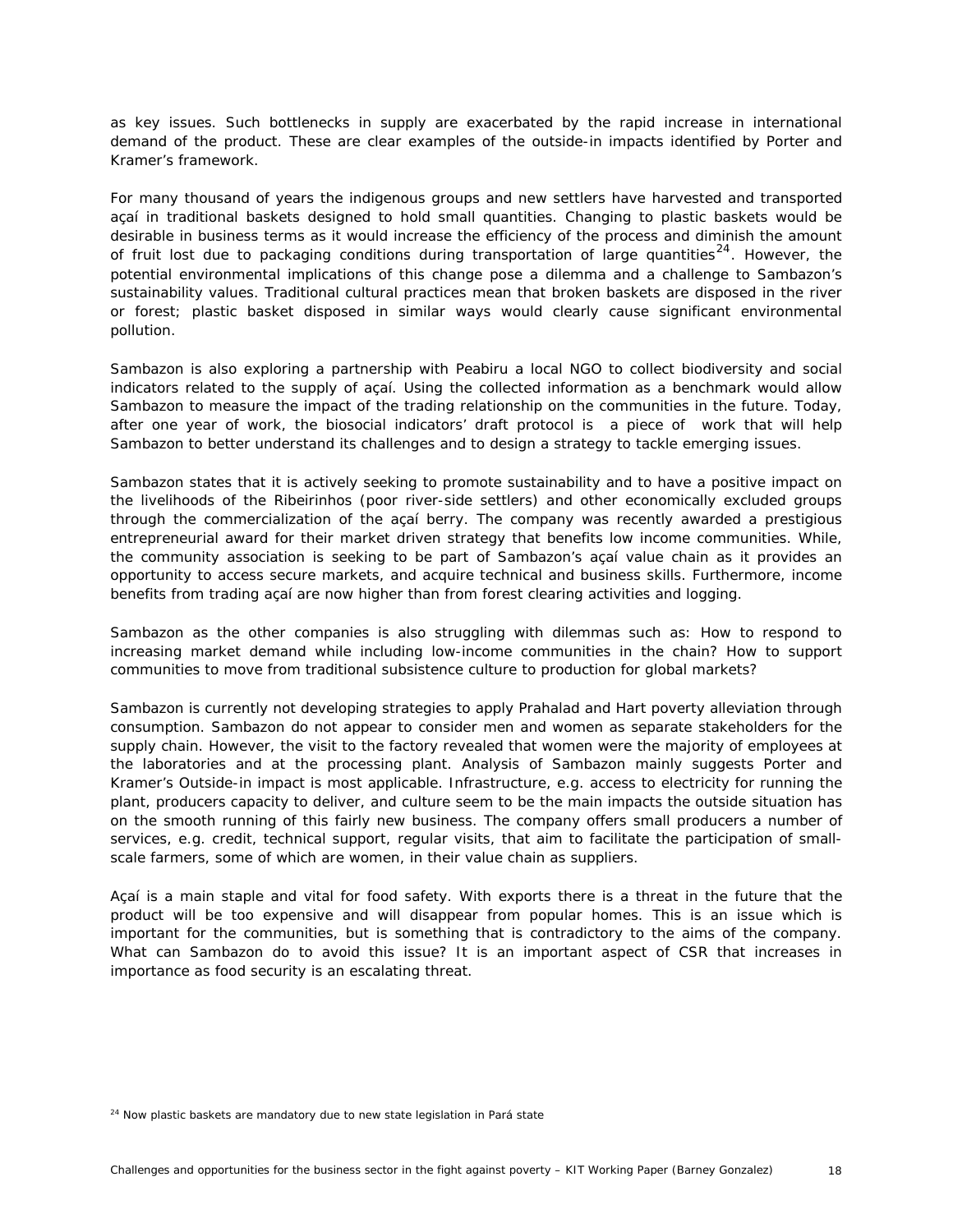as key issues. Such bottlenecks in supply are exacerbated by the rapid increase in international demand of the product. These are clear examples of the outside-in impacts identified by Porter and Kramer's framework.

For many thousand of years the indigenous groups and new settlers have harvested and transported açaí in traditional baskets designed to hold small quantities. Changing to plastic baskets would be desirable in business terms as it would increase the efficiency of the process and diminish the amount of fruit lost due to packaging conditions during transportation of large quantities[24]. However, the potential environmental implications of this change pose a dilemma and a challenge to Sambazon's sustainability values. Traditional cultural practices mean that broken baskets are disposed in the river or forest; plastic basket disposed in similar ways would clearly cause significant environmental pollution.

Sambazon is also exploring a partnership with Peabiru a local NGO to collect biodiversity and social indicators related to the supply of açaí. Using the collected information as a benchmark would allow Sambazon to measure the impact of the trading relationship on the communities in the future. Today, after one year of work, the biosocial indicators' draft protocol is a piece of work that will help Sambazon to better understand its challenges and to design a strategy to tackle emerging issues.

Sambazon states that it is actively seeking to promote sustainability and to have a positive impact on the livelihoods of the Ribeirinhos (poor river-side settlers) and other economically excluded groups through the commercialization of the açaí berry. The company was recently awarded a prestigious entrepreneurial award for their market driven strategy that benefits low income communities. While, the community association is seeking to be part of Sambazon's açaí value chain as it provides an opportunity to access secure markets, and acquire technical and business skills. Furthermore, income benefits from trading açaí are now higher than from forest clearing activities and logging.

Sambazon as the other companies is also struggling with dilemmas such as: How to respond to increasing market demand while including low-income communities in the chain? How to support communities to move from traditional subsistence culture to production for global markets?

Sambazon is currently not developing strategies to apply Prahalad and Hart poverty alleviation through consumption. Sambazon do not appear to consider men and women as separate stakeholders for the supply chain. However, the visit to the factory revealed that women were the majority of employees at the laboratories and at the processing plant. Analysis of Sambazon mainly suggests Porter and Kramer's Outside-in impact is most applicable. Infrastructure, e.g. access to electricity for running the plant, producers capacity to deliver, and culture seem to be the main impacts the outside situation has on the smooth running of this fairly new business. The company offers small producers a number of services, e.g. credit, technical support, regular visits, that aim to facilitate the participation of small-scale farmers, some of which are women, in their value chain as suppliers.

Açaí is a main staple and vital for food safety. With exports there is a threat in the future that the product will be too expensive and will disappear from popular homes. This is an issue which is important for the communities, but is something that is contradictory to the aims of the company. What can Sambazon do to avoid this issue? It is an important aspect of CSR that increases in importance as food security is an escalating threat.

[24] Now plastic baskets are mandatory due to new state legislation in Pará state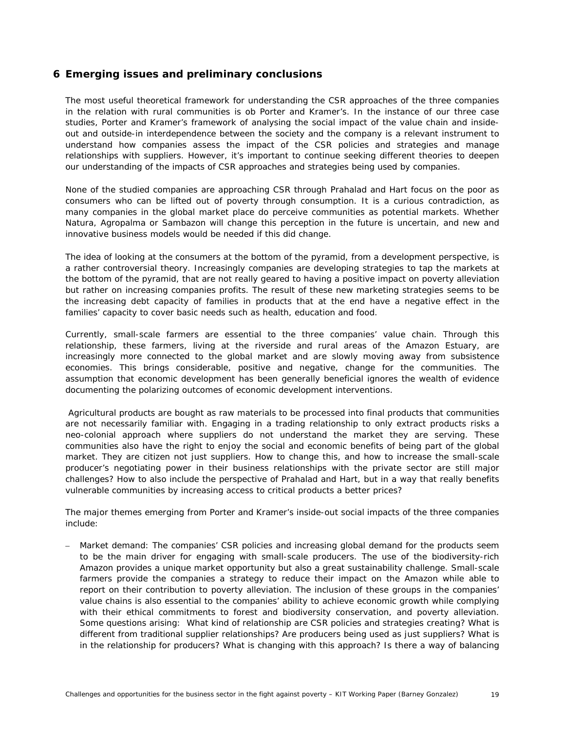## 6 Emerging issues and preliminary conclusions

The most useful theoretical framework for understanding the CSR approaches of the three companies in the relation with rural communities is ob Porter and Kramer's. In the instance of our three case studies, Porter and Kramer's framework of analysing the social impact of the value chain and inside-out and outside-in interdependence between the society and the company is a relevant instrument to understand how companies assess the impact of the CSR policies and strategies and manage relationships with suppliers. However, it's important to continue seeking different theories to deepen our understanding of the impacts of CSR approaches and strategies being used by companies.

None of the studied companies are approaching CSR through Prahalad and Hart focus on the poor as consumers who can be lifted out of poverty through consumption. It is a curious contradiction, as many companies in the global market place do perceive communities as potential markets. Whether Natura, Agropalma or Sambazon will change this perception in the future is uncertain, and new and innovative business models would be needed if this did change.

The idea of looking at the consumers at the bottom of the pyramid, from a development perspective, is a rather controversial theory. Increasingly companies are developing strategies to tap the markets at the bottom of the pyramid, that are not really geared to having a positive impact on poverty alleviation but rather on increasing companies profits. The result of these new marketing strategies seems to be the increasing debt capacity of families in products that at the end have a negative effect in the families' capacity to cover basic needs such as health, education and food.

Currently, small-scale farmers are essential to the three companies' value chain. Through this relationship, these farmers, living at the riverside and rural areas of the Amazon Estuary, are increasingly more connected to the global market and are slowly moving away from subsistence economies. This brings considerable, positive and negative, change for the communities. The assumption that economic development has been generally beneficial ignores the wealth of evidence documenting the polarizing outcomes of economic development interventions.

Agricultural products are bought as raw materials to be processed into final products that communities are not necessarily familiar with. Engaging in a trading relationship to only extract products risks a neo-colonial approach where suppliers do not understand the market they are serving. These communities also have the right to enjoy the social and economic benefits of being part of the global market. They are citizen not just suppliers. How to change this, and how to increase the small-scale producer's negotiating power in their business relationships with the private sector are still major challenges? How to also include the perspective of Prahalad and Hart, but in a way that really benefits vulnerable communities by increasing access to critical products a better prices?

The major themes emerging from Porter and Kramer's inside-out social impacts of the three companies include:

- Market demand: The companies' CSR policies and increasing global demand for the products seem to be the main driver for engaging with small-scale producers. The use of the biodiversity-rich Amazon provides a unique market opportunity but also a great sustainability challenge. Small-scale farmers provide the companies a strategy to reduce their impact on the Amazon while able to report on their contribution to poverty alleviation. The inclusion of these groups in the companies' value chains is also essential to the companies' ability to achieve economic growth while complying with their ethical commitments to forest and biodiversity conservation, and poverty alleviation. Some questions arising: What kind of relationship are CSR policies and strategies creating? What is different from traditional supplier relationships? Are producers being used as just suppliers? What is in the relationship for producers? What is changing with this approach? Is there a way of balancing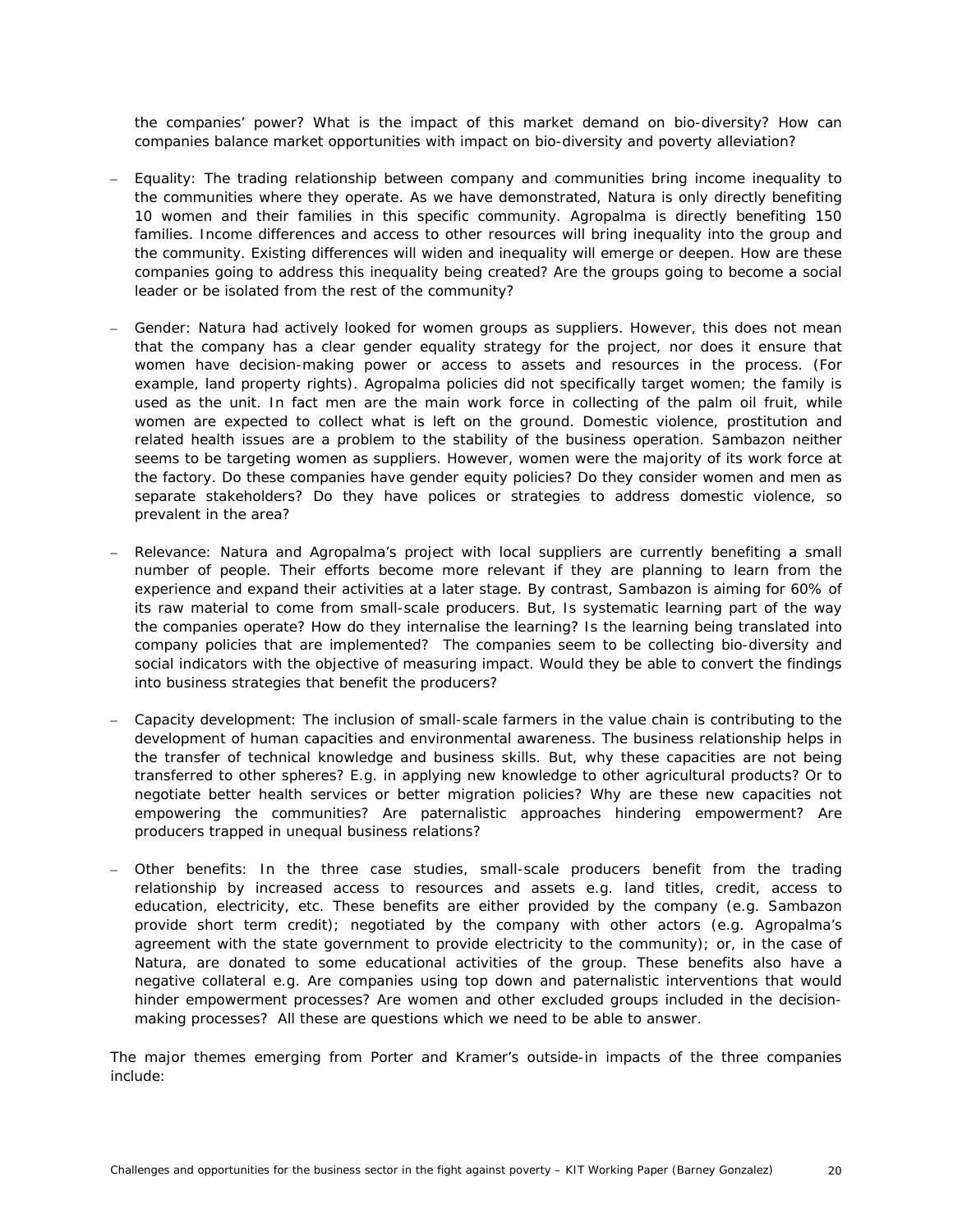the companies' power? What is the impact of this market demand on bio-diversity? How can companies balance market opportunities with impact on bio-diversity and poverty alleviation?

- Equality: The trading relationship between company and communities bring income inequality to the communities where they operate. As we have demonstrated, Natura is only directly benefiting 10 women and their families in this specific community. Agropalma is directly benefiting 150 families. Income differences and access to other resources will bring inequality into the group and the community. Existing differences will widen and inequality will emerge or deepen. How are these companies going to address this inequality being created? Are the groups going to become a social leader or be isolated from the rest of the community?

- Gender: Natura had actively looked for women groups as suppliers. However, this does not mean that the company has a clear gender equality strategy for the project, nor does it ensure that women have decision-making power or access to assets and resources in the process. (For example, land property rights). Agropalma policies did not specifically target women; the family is used as the unit. In fact men are the main work force in collecting of the palm oil fruit, while women are expected to collect what is left on the ground. Domestic violence, prostitution and related health issues are a problem to the stability of the business operation. Sambazon neither seems to be targeting women as suppliers. However, women were the majority of its work force at the factory. Do these companies have gender equity policies? Do they consider women and men as separate stakeholders? Do they have polices or strategies to address domestic violence, so prevalent in the area?

- Relevance: Natura and Agropalma's project with local suppliers are currently benefiting a small number of people. Their efforts become more relevant if they are planning to learn from the experience and expand their activities at a later stage. By contrast, Sambazon is aiming for 60% of its raw material to come from small-scale producers. But, Is systematic learning part of the way the companies operate? How do they internalise the learning? Is the learning being translated into company policies that are implemented? The companies seem to be collecting bio-diversity and social indicators with the objective of measuring impact. Would they be able to convert the findings into business strategies that benefit the producers?

- Capacity development: The inclusion of small-scale farmers in the value chain is contributing to the development of human capacities and environmental awareness. The business relationship helps in the transfer of technical knowledge and business skills. But, why these capacities are not being transferred to other spheres? E.g. in applying new knowledge to other agricultural products? Or to negotiate better health services or better migration policies? Why are these new capacities not empowering the communities? Are paternalistic approaches hindering empowerment? Are producers trapped in unequal business relations?

- Other benefits: In the three case studies, small-scale producers benefit from the trading relationship by increased access to resources and assets e.g. land titles, credit, access to education, electricity, etc. These benefits are either provided by the company (e.g. Sambazon provide short term credit); negotiated by the company with other actors (e.g. Agropalma's agreement with the state government to provide electricity to the community); or, in the case of Natura, are donated to some educational activities of the group. These benefits also have a negative collateral e.g. Are companies using top down and paternalistic interventions that would hinder empowerment processes? Are women and other excluded groups included in the decision-making processes? All these are questions which we need to be able to answer.

The major themes emerging from Porter and Kramer's outside-in impacts of the three companies include: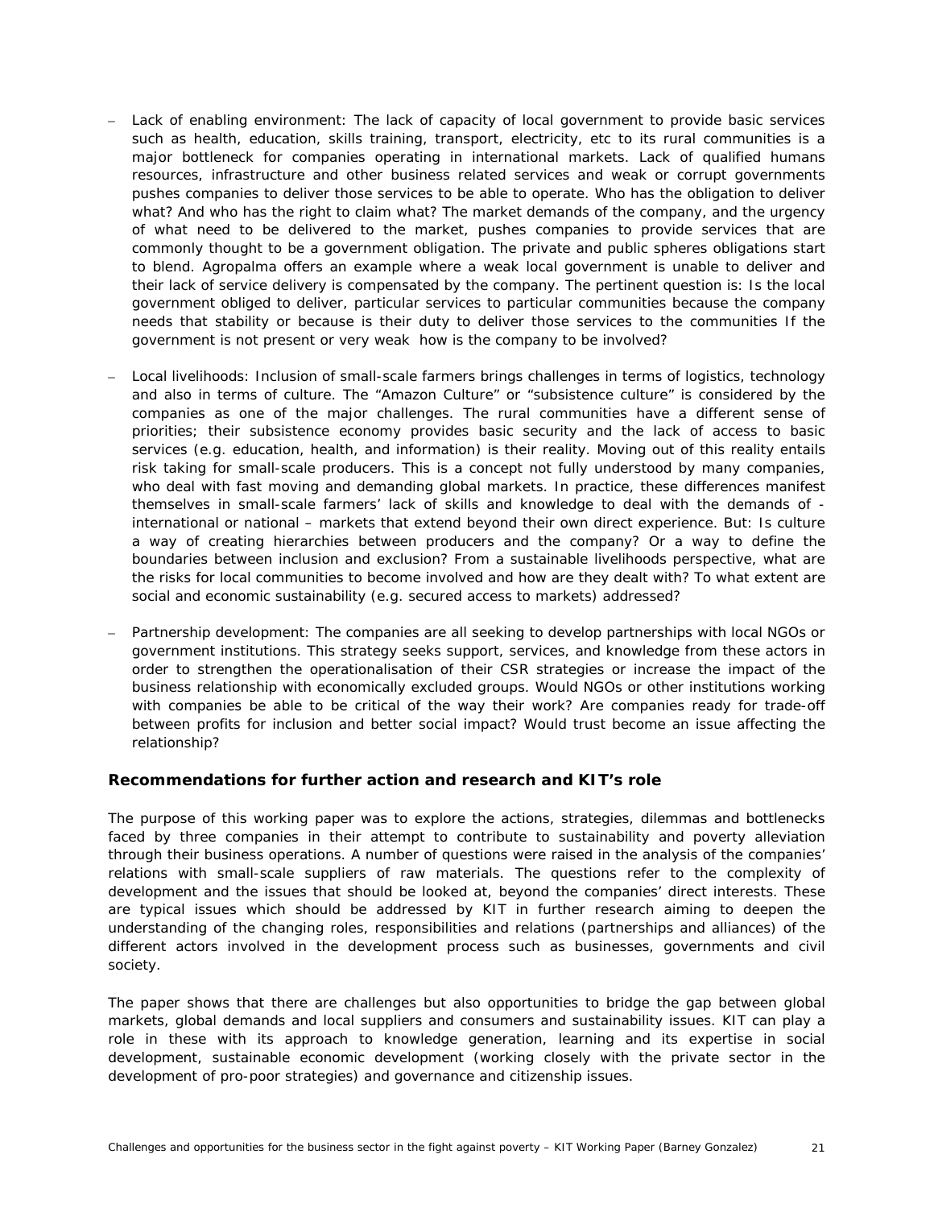- Lack of enabling environment: The lack of capacity of local government to provide basic services such as health, education, skills training, transport, electricity, etc to its rural communities is a major bottleneck for companies operating in international markets. Lack of qualified humans resources, infrastructure and other business related services and weak or corrupt governments pushes companies to deliver those services to be able to operate. Who has the obligation to deliver what? And who has the right to claim what? The market demands of the company, and the urgency of what need to be delivered to the market, pushes companies to provide services that are commonly thought to be a government obligation. The private and public spheres obligations start to blend. Agropalma offers an example where a weak local government is unable to deliver and their lack of service delivery is compensated by the company. The pertinent question is: Is the local government obliged to deliver, particular services to particular communities because the company needs that stability or because is their duty to deliver those services to the communities If the government is not present or very weak how is the company to be involved?
- Local livelihoods: Inclusion of small-scale farmers brings challenges in terms of logistics, technology and also in terms of culture. The "Amazon Culture" or "subsistence culture" is considered by the companies as one of the major challenges. The rural communities have a different sense of priorities; their subsistence economy provides basic security and the lack of access to basic services (e.g. education, health, and information) is their reality. Moving out of this reality entails risk taking for small-scale producers. This is a concept not fully understood by many companies, who deal with fast moving and demanding global markets. In practice, these differences manifest themselves in small-scale farmers' lack of skills and knowledge to deal with the demands of - international or national – markets that extend beyond their own direct experience. But: Is culture a way of creating hierarchies between producers and the company? Or a way to define the boundaries between inclusion and exclusion? From a sustainable livelihoods perspective, what are the risks for local communities to become involved and how are they dealt with? To what extent are social and economic sustainability (e.g. secured access to markets) addressed?
- Partnership development: The companies are all seeking to develop partnerships with local NGOs or government institutions. This strategy seeks support, services, and knowledge from these actors in order to strengthen the operationalisation of their CSR strategies or increase the impact of the business relationship with economically excluded groups. Would NGOs or other institutions working with companies be able to be critical of the way their work? Are companies ready for trade-off between profits for inclusion and better social impact? Would trust become an issue affecting the relationship?

### Recommendations for further action and research and KIT's role

The purpose of this working paper was to explore the actions, strategies, dilemmas and bottlenecks faced by three companies in their attempt to contribute to sustainability and poverty alleviation through their business operations. A number of questions were raised in the analysis of the companies' relations with small-scale suppliers of raw materials. The questions refer to the complexity of development and the issues that should be looked at, beyond the companies' direct interests. These are typical issues which should be addressed by KIT in further research aiming to deepen the understanding of the changing roles, responsibilities and relations (partnerships and alliances) of the different actors involved in the development process such as businesses, governments and civil society.

The paper shows that there are challenges but also opportunities to bridge the gap between global markets, global demands and local suppliers and consumers and sustainability issues. KIT can play a role in these with its approach to knowledge generation, learning and its expertise in social development, sustainable economic development (working closely with the private sector in the development of pro-poor strategies) and governance and citizenship issues.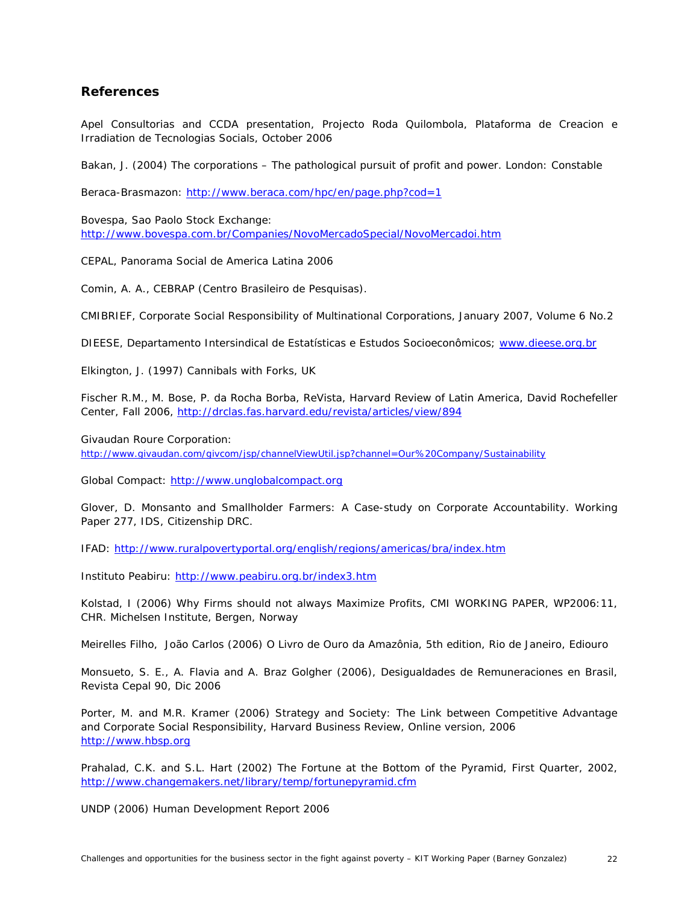## References

Apel Consultorias and CCDA presentation, Projecto Roda Quilombola, Plataforma de Creacion e Irradiation de Tecnologias Socials, October 2006

Bakan, J. (2004) The corporations – The pathological pursuit of profit and power. London: Constable

Beraca-Brasmazon: http://www.beraca.com/hpc/en/page.php?cod=1

Bovespa, Sao Paolo Stock Exchange: http://www.bovespa.com.br/Companies/NovoMercadoSpecial/NovoMercadoi.htm

CEPAL, Panorama Social de America Latina 2006

Comin, A. A., CEBRAP (Centro Brasileiro de Pesquisas).

CMIBRIEF, Corporate Social Responsibility of Multinational Corporations, January 2007, Volume 6 No.2

DIEESE, Departamento Intersindical de Estatísticas e Estudos Socioeconômicos; www.dieese.org.br

Elkington, J. (1997) Cannibals with Forks, UK

Fischer R.M., M. Bose, P. da Rocha Borba, ReVista, Harvard Review of Latin America, David Rochefeller Center, Fall 2006, http://drclas.fas.harvard.edu/revista/articles/view/894

Givaudan Roure Corporation: http://www.givaudan.com/givcom/jsp/channelViewUtil.jsp?channel=Our%20Company/Sustainability

Global Compact: http://www.unglobalcompact.org

Glover, D. Monsanto and Smallholder Farmers: A Case-study on Corporate Accountability. Working Paper 277, IDS, Citizenship DRC.

IFAD: http://www.ruralpovertyportal.org/english/regions/americas/bra/index.htm

Instituto Peabiru: http://www.peabiru.org.br/index3.htm

Kolstad, I (2006) Why Firms should not always Maximize Profits, CMI WORKING PAPER, WP2006:11, CHR. Michelsen Institute, Bergen, Norway

Meirelles Filho, João Carlos (2006) O Livro de Ouro da Amazônia, 5th edition, Rio de Janeiro, Ediouro

Monsueto, S. E., A. Flavia and A. Braz Golgher (2006), Desigualdades de Remuneraciones en Brasil, Revista Cepal 90, Dic 2006

Porter, M. and M.R. Kramer (2006) Strategy and Society: The Link between Competitive Advantage and Corporate Social Responsibility, Harvard Business Review, Online version, 2006 http://www.hbsp.org

Prahalad, C.K. and S.L. Hart (2002) The Fortune at the Bottom of the Pyramid, First Quarter, 2002, http://www.changemakers.net/library/temp/fortunepyramid.cfm

UNDP (2006) Human Development Report 2006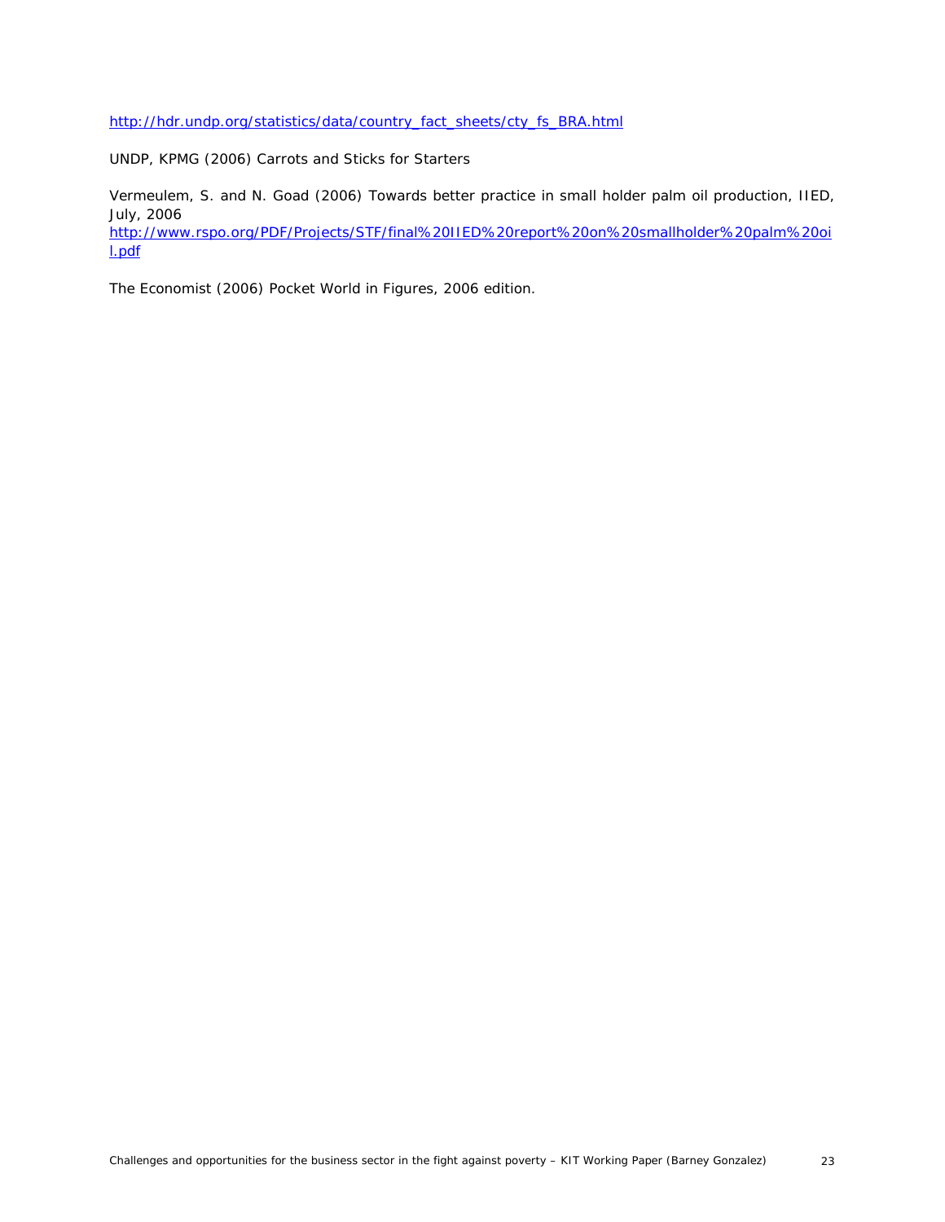http://hdr.undp.org/statistics/data/country_fact_sheets/cty_fs_BRA.html

UNDP, KPMG (2006) Carrots and Sticks for Starters

Vermeulem, S. and N. Goad (2006) Towards better practice in small holder palm oil production, IIED, July, 2006
http://www.rspo.org/PDF/Projects/STF/final%20IIED%20report%20on%20smallholder%20palm%20oil.pdf

The Economist (2006) Pocket World in Figures, 2006 edition.